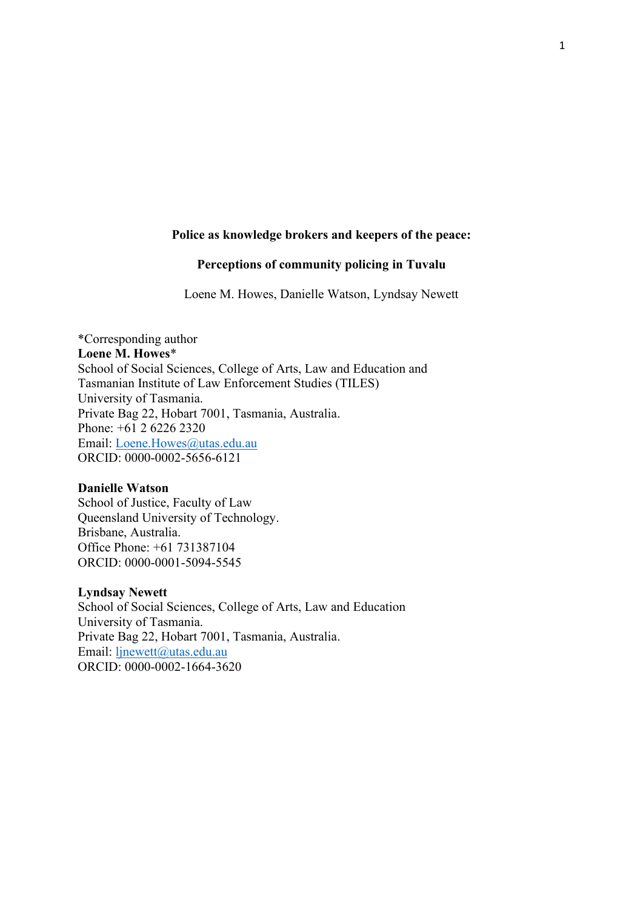**Police as knowledge brokers and keepers of the peace:**

**Perceptions of community policing in Tuvalu**

Loene M. Howes, Danielle Watson, Lyndsay Newett

*Corresponding author
**Loene M. Howes***
School of Social Sciences, College of Arts, Law and Education and
Tasmanian Institute of Law Enforcement Studies (TILES)
University of Tasmania.
Private Bag 22, Hobart 7001, Tasmania, Australia.
Phone: +61 2 6226 2320
Email: Loene.Howes@utas.edu.au
ORCID: 0000-0002-5656-6121

**Danielle Watson**
School of Justice, Faculty of Law
Queensland University of Technology.
Brisbane, Australia.
Office Phone: +61 731387104
ORCID: 0000-0001-5094-5545

**Lyndsay Newett**
School of Social Sciences, College of Arts, Law and Education
University of Tasmania.
Private Bag 22, Hobart 7001, Tasmania, Australia.
Email: ljnewett@utas.edu.au
ORCID: 0000-0002-1664-3620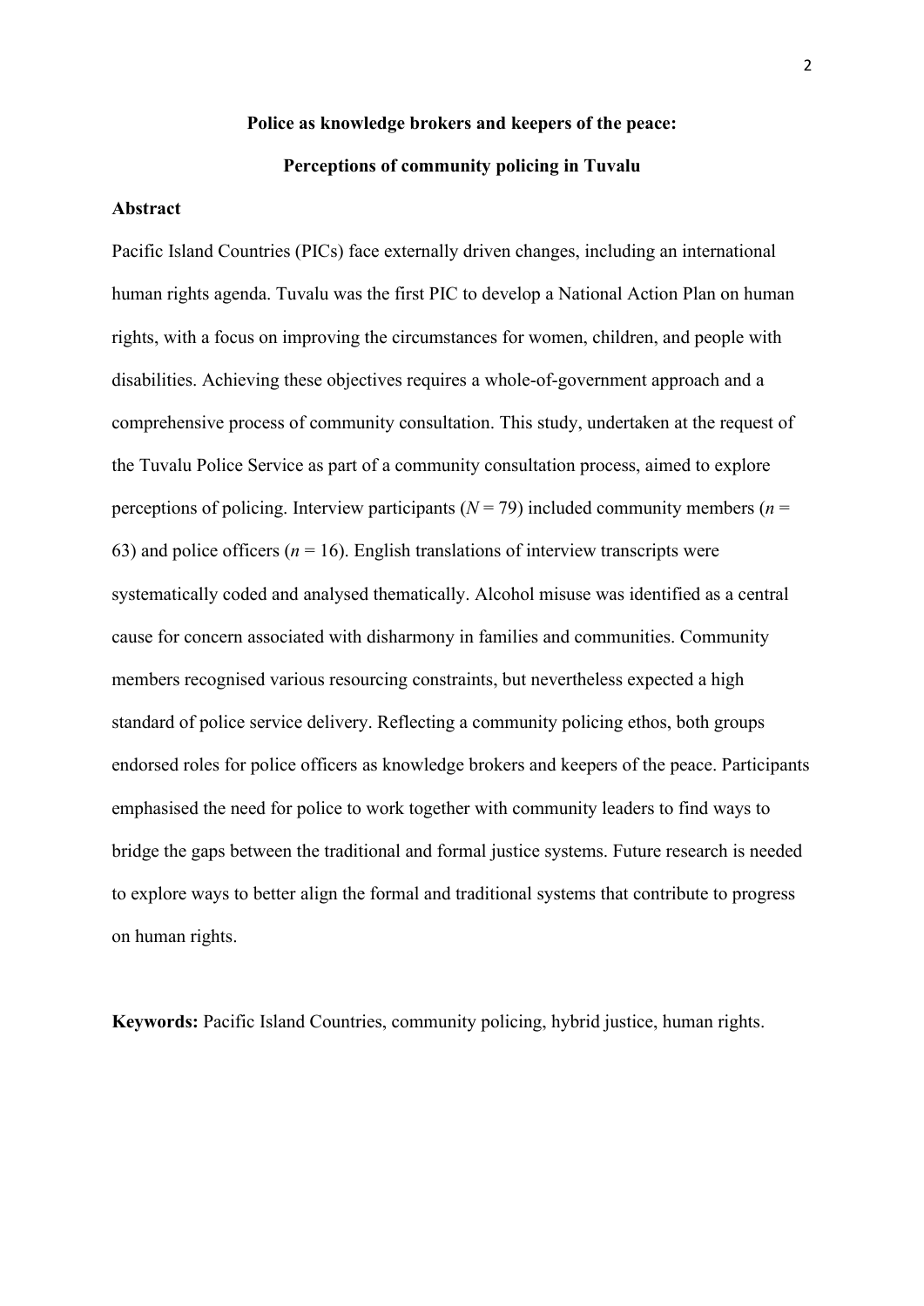**Police as knowledge brokers and keepers of the peace:**

**Perceptions of community policing in Tuvalu**

**Abstract**

Pacific Island Countries (PICs) face externally driven changes, including an international human rights agenda. Tuvalu was the first PIC to develop a National Action Plan on human rights, with a focus on improving the circumstances for women, children, and people with disabilities. Achieving these objectives requires a whole-of-government approach and a comprehensive process of community consultation. This study, undertaken at the request of the Tuvalu Police Service as part of a community consultation process, aimed to explore perceptions of policing. Interview participants ($N$ = 79) included community members ($n$ = 63) and police officers ($n$ = 16). English translations of interview transcripts were systematically coded and analysed thematically. Alcohol misuse was identified as a central cause for concern associated with disharmony in families and communities. Community members recognised various resourcing constraints, but nevertheless expected a high standard of police service delivery. Reflecting a community policing ethos, both groups endorsed roles for police officers as knowledge brokers and keepers of the peace. Participants emphasised the need for police to work together with community leaders to find ways to bridge the gaps between the traditional and formal justice systems. Future research is needed to explore ways to better align the formal and traditional systems that contribute to progress on human rights.

**Keywords:** Pacific Island Countries, community policing, hybrid justice, human rights.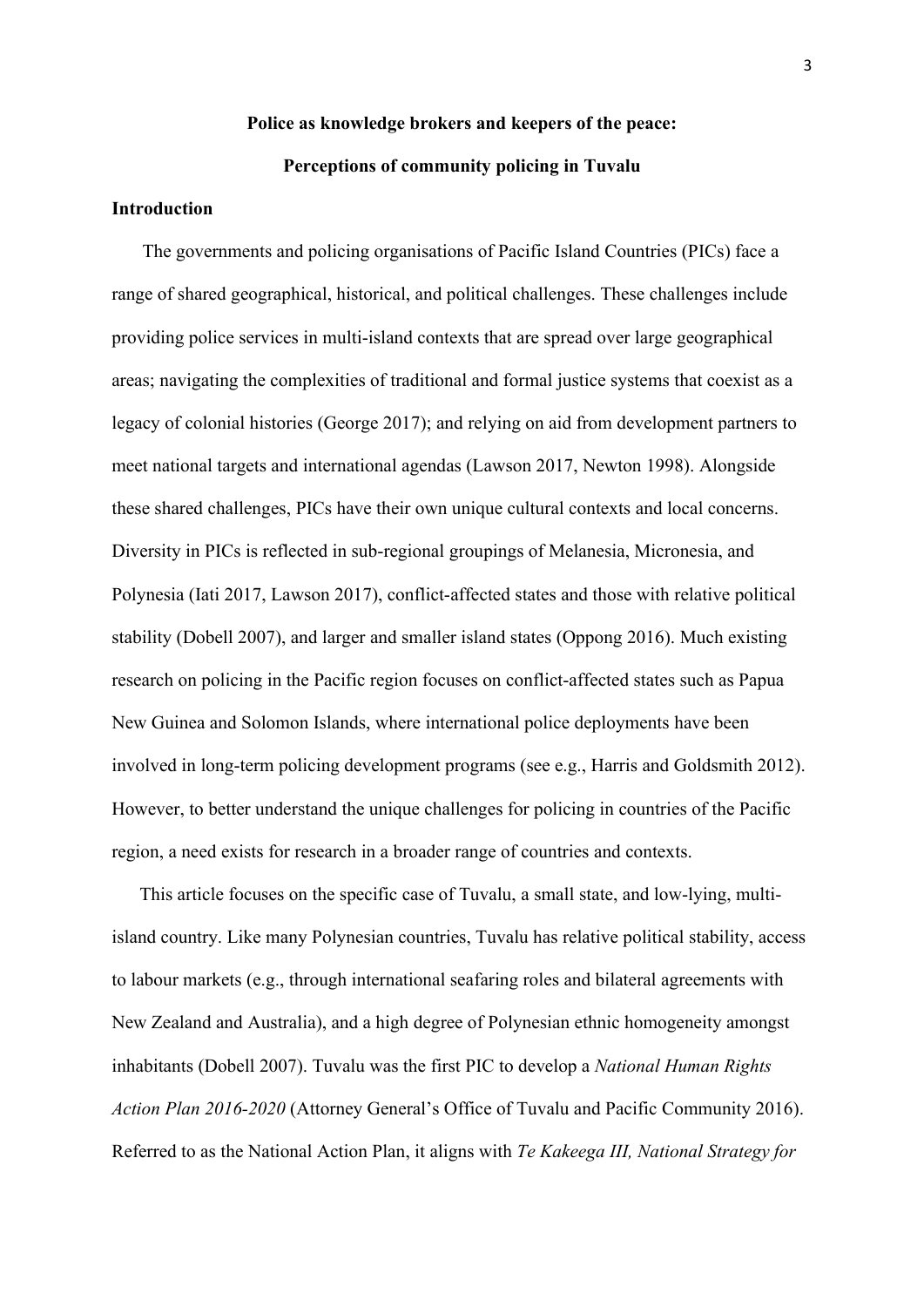**Police as knowledge brokers and keepers of the peace:**

**Perceptions of community policing in Tuvalu**

## Introduction

The governments and policing organisations of Pacific Island Countries (PICs) face a range of shared geographical, historical, and political challenges. These challenges include providing police services in multi-island contexts that are spread over large geographical areas; navigating the complexities of traditional and formal justice systems that coexist as a legacy of colonial histories (George 2017); and relying on aid from development partners to meet national targets and international agendas (Lawson 2017, Newton 1998). Alongside these shared challenges, PICs have their own unique cultural contexts and local concerns. Diversity in PICs is reflected in sub-regional groupings of Melanesia, Micronesia, and Polynesia (Iati 2017, Lawson 2017), conflict-affected states and those with relative political stability (Dobell 2007), and larger and smaller island states (Oppong 2016). Much existing research on policing in the Pacific region focuses on conflict-affected states such as Papua New Guinea and Solomon Islands, where international police deployments have been involved in long-term policing development programs (see e.g., Harris and Goldsmith 2012). However, to better understand the unique challenges for policing in countries of the Pacific region, a need exists for research in a broader range of countries and contexts.

This article focuses on the specific case of Tuvalu, a small state, and low-lying, multi-island country. Like many Polynesian countries, Tuvalu has relative political stability, access to labour markets (e.g., through international seafaring roles and bilateral agreements with New Zealand and Australia), and a high degree of Polynesian ethnic homogeneity amongst inhabitants (Dobell 2007). Tuvalu was the first PIC to develop a *National Human Rights Action Plan 2016-2020* (Attorney General's Office of Tuvalu and Pacific Community 2016). Referred to as the National Action Plan, it aligns with *Te Kakeega III, National Strategy for*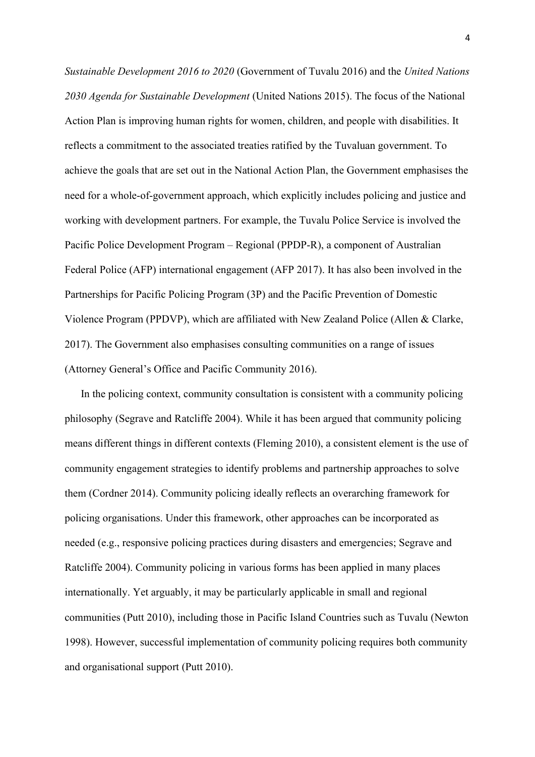*Sustainable Development 2016 to 2020* (Government of Tuvalu 2016) and the *United Nations 2030 Agenda for Sustainable Development* (United Nations 2015). The focus of the National Action Plan is improving human rights for women, children, and people with disabilities. It reflects a commitment to the associated treaties ratified by the Tuvaluan government. To achieve the goals that are set out in the National Action Plan, the Government emphasises the need for a whole-of-government approach, which explicitly includes policing and justice and working with development partners. For example, the Tuvalu Police Service is involved the Pacific Police Development Program – Regional (PPDP-R), a component of Australian Federal Police (AFP) international engagement (AFP 2017). It has also been involved in the Partnerships for Pacific Policing Program (3P) and the Pacific Prevention of Domestic Violence Program (PPDVP), which are affiliated with New Zealand Police (Allen & Clarke, 2017). The Government also emphasises consulting communities on a range of issues (Attorney General's Office and Pacific Community 2016).

In the policing context, community consultation is consistent with a community policing philosophy (Segrave and Ratcliffe 2004). While it has been argued that community policing means different things in different contexts (Fleming 2010), a consistent element is the use of community engagement strategies to identify problems and partnership approaches to solve them (Cordner 2014). Community policing ideally reflects an overarching framework for policing organisations. Under this framework, other approaches can be incorporated as needed (e.g., responsive policing practices during disasters and emergencies; Segrave and Ratcliffe 2004). Community policing in various forms has been applied in many places internationally. Yet arguably, it may be particularly applicable in small and regional communities (Putt 2010), including those in Pacific Island Countries such as Tuvalu (Newton 1998). However, successful implementation of community policing requires both community and organisational support (Putt 2010).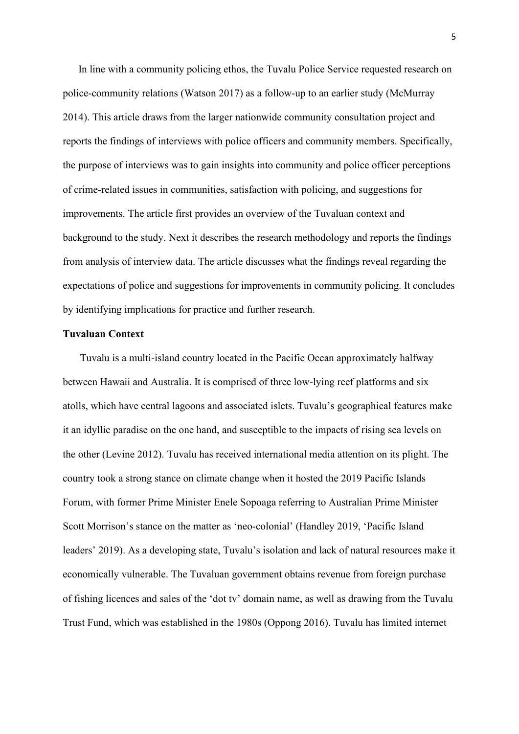In line with a community policing ethos, the Tuvalu Police Service requested research on police-community relations (Watson 2017) as a follow-up to an earlier study (McMurray 2014). This article draws from the larger nationwide community consultation project and reports the findings of interviews with police officers and community members. Specifically, the purpose of interviews was to gain insights into community and police officer perceptions of crime-related issues in communities, satisfaction with policing, and suggestions for improvements. The article first provides an overview of the Tuvaluan context and background to the study. Next it describes the research methodology and reports the findings from analysis of interview data. The article discusses what the findings reveal regarding the expectations of police and suggestions for improvements in community policing. It concludes by identifying implications for practice and further research.

## Tuvaluan Context

Tuvalu is a multi-island country located in the Pacific Ocean approximately halfway between Hawaii and Australia. It is comprised of three low-lying reef platforms and six atolls, which have central lagoons and associated islets. Tuvalu's geographical features make it an idyllic paradise on the one hand, and susceptible to the impacts of rising sea levels on the other (Levine 2012). Tuvalu has received international media attention on its plight. The country took a strong stance on climate change when it hosted the 2019 Pacific Islands Forum, with former Prime Minister Enele Sopoaga referring to Australian Prime Minister Scott Morrison's stance on the matter as 'neo-colonial' (Handley 2019, 'Pacific Island leaders' 2019). As a developing state, Tuvalu's isolation and lack of natural resources make it economically vulnerable. The Tuvaluan government obtains revenue from foreign purchase of fishing licences and sales of the 'dot tv' domain name, as well as drawing from the Tuvalu Trust Fund, which was established in the 1980s (Oppong 2016). Tuvalu has limited internet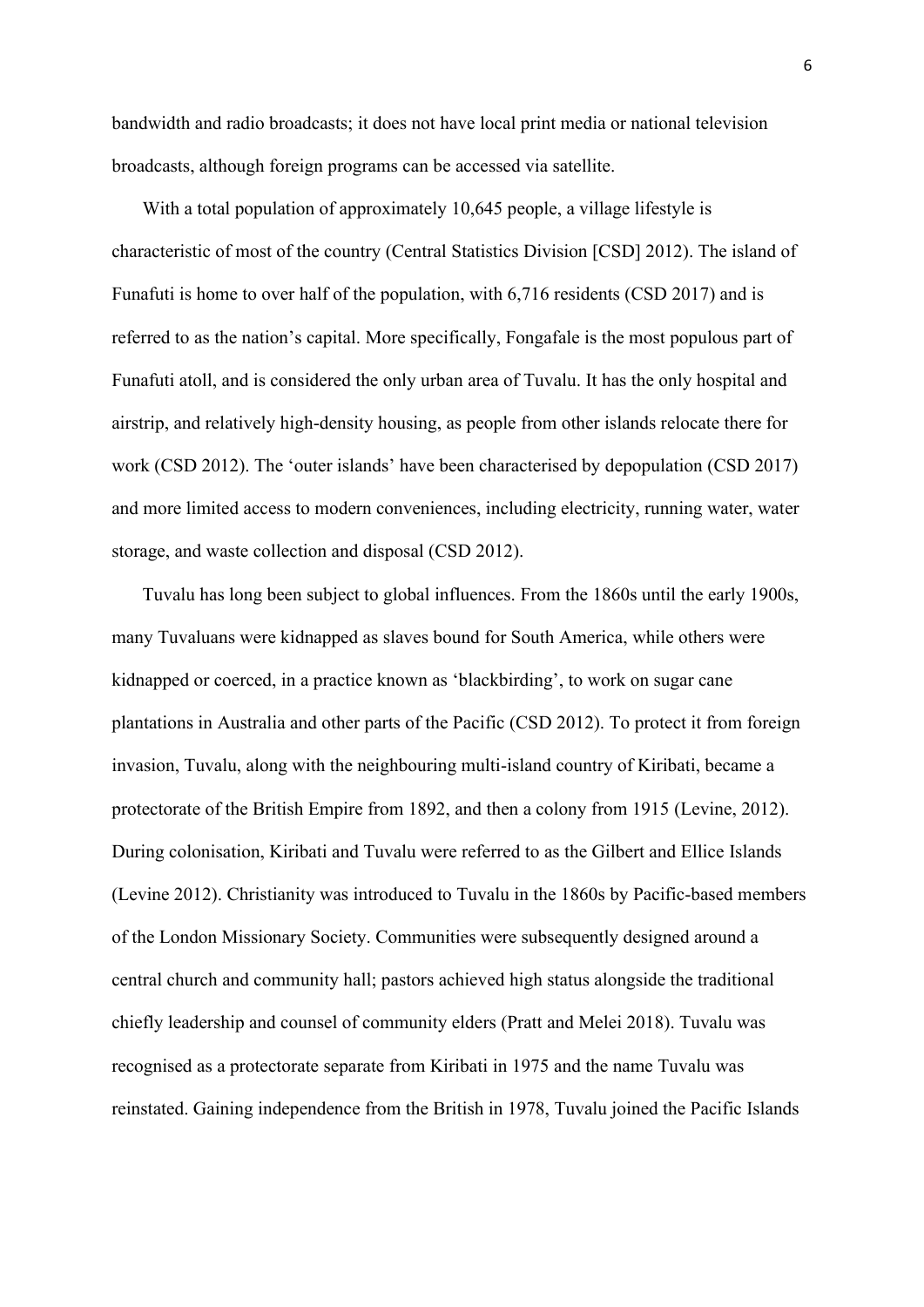bandwidth and radio broadcasts; it does not have local print media or national television broadcasts, although foreign programs can be accessed via satellite.

With a total population of approximately 10,645 people, a village lifestyle is characteristic of most of the country (Central Statistics Division [CSD] 2012). The island of Funafuti is home to over half of the population, with 6,716 residents (CSD 2017) and is referred to as the nation's capital. More specifically, Fongafale is the most populous part of Funafuti atoll, and is considered the only urban area of Tuvalu. It has the only hospital and airstrip, and relatively high-density housing, as people from other islands relocate there for work (CSD 2012). The 'outer islands' have been characterised by depopulation (CSD 2017) and more limited access to modern conveniences, including electricity, running water, water storage, and waste collection and disposal (CSD 2012).

Tuvalu has long been subject to global influences. From the 1860s until the early 1900s, many Tuvaluans were kidnapped as slaves bound for South America, while others were kidnapped or coerced, in a practice known as 'blackbirding', to work on sugar cane plantations in Australia and other parts of the Pacific (CSD 2012). To protect it from foreign invasion, Tuvalu, along with the neighbouring multi-island country of Kiribati, became a protectorate of the British Empire from 1892, and then a colony from 1915 (Levine, 2012). During colonisation, Kiribati and Tuvalu were referred to as the Gilbert and Ellice Islands (Levine 2012). Christianity was introduced to Tuvalu in the 1860s by Pacific-based members of the London Missionary Society. Communities were subsequently designed around a central church and community hall; pastors achieved high status alongside the traditional chiefly leadership and counsel of community elders (Pratt and Melei 2018). Tuvalu was recognised as a protectorate separate from Kiribati in 1975 and the name Tuvalu was reinstated. Gaining independence from the British in 1978, Tuvalu joined the Pacific Islands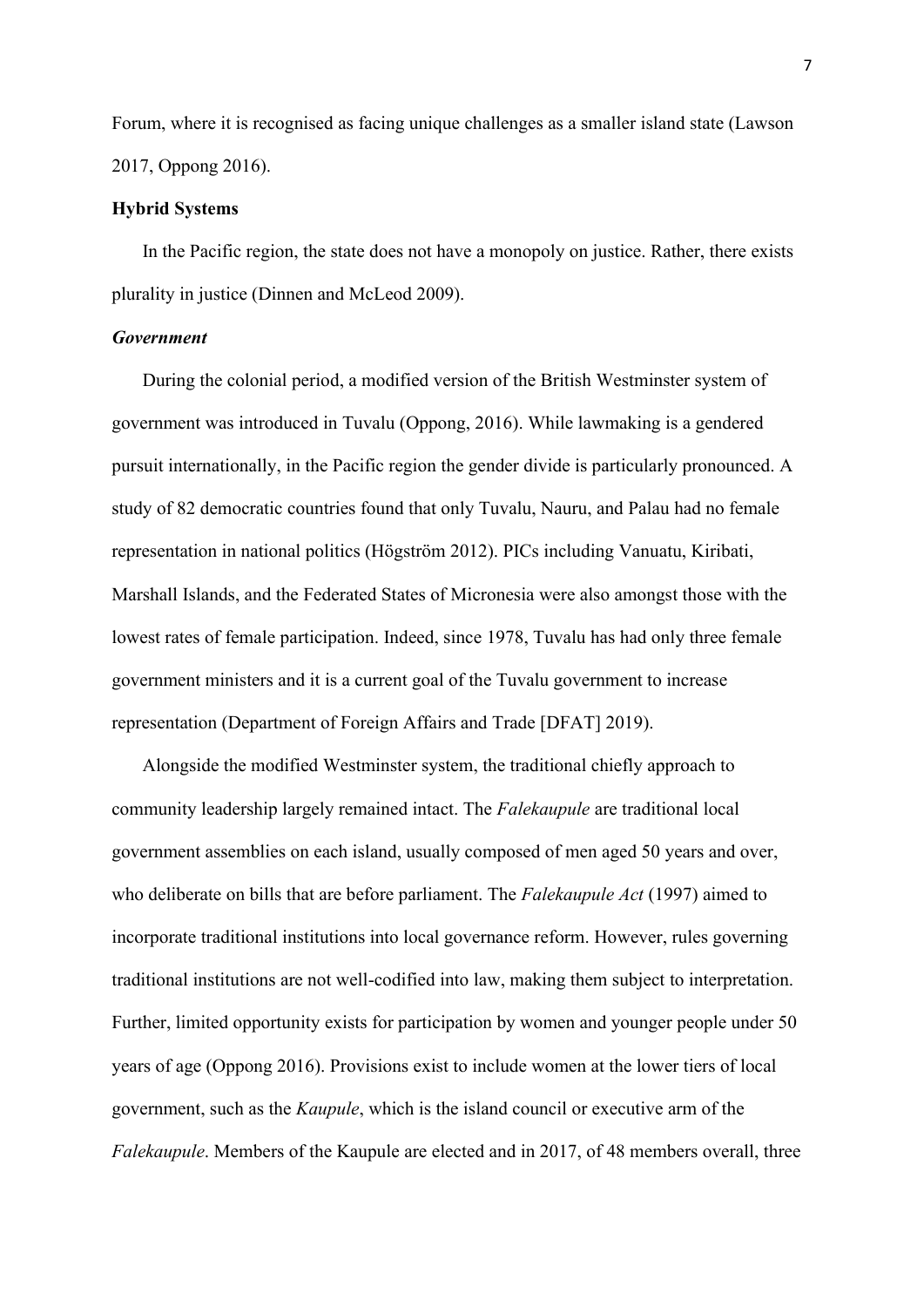Forum, where it is recognised as facing unique challenges as a smaller island state (Lawson 2017, Oppong 2016).

## Hybrid Systems

In the Pacific region, the state does not have a monopoly on justice. Rather, there exists plurality in justice (Dinnen and McLeod 2009).

### *Government*

During the colonial period, a modified version of the British Westminster system of government was introduced in Tuvalu (Oppong, 2016). While lawmaking is a gendered pursuit internationally, in the Pacific region the gender divide is particularly pronounced. A study of 82 democratic countries found that only Tuvalu, Nauru, and Palau had no female representation in national politics (Högström 2012). PICs including Vanuatu, Kiribati, Marshall Islands, and the Federated States of Micronesia were also amongst those with the lowest rates of female participation. Indeed, since 1978, Tuvalu has had only three female government ministers and it is a current goal of the Tuvalu government to increase representation (Department of Foreign Affairs and Trade [DFAT] 2019).

Alongside the modified Westminster system, the traditional chiefly approach to community leadership largely remained intact. The *Falekaupule* are traditional local government assemblies on each island, usually composed of men aged 50 years and over, who deliberate on bills that are before parliament. The *Falekaupule Act* (1997) aimed to incorporate traditional institutions into local governance reform. However, rules governing traditional institutions are not well-codified into law, making them subject to interpretation. Further, limited opportunity exists for participation by women and younger people under 50 years of age (Oppong 2016). Provisions exist to include women at the lower tiers of local government, such as the *Kaupule*, which is the island council or executive arm of the *Falekaupule*. Members of the Kaupule are elected and in 2017, of 48 members overall, three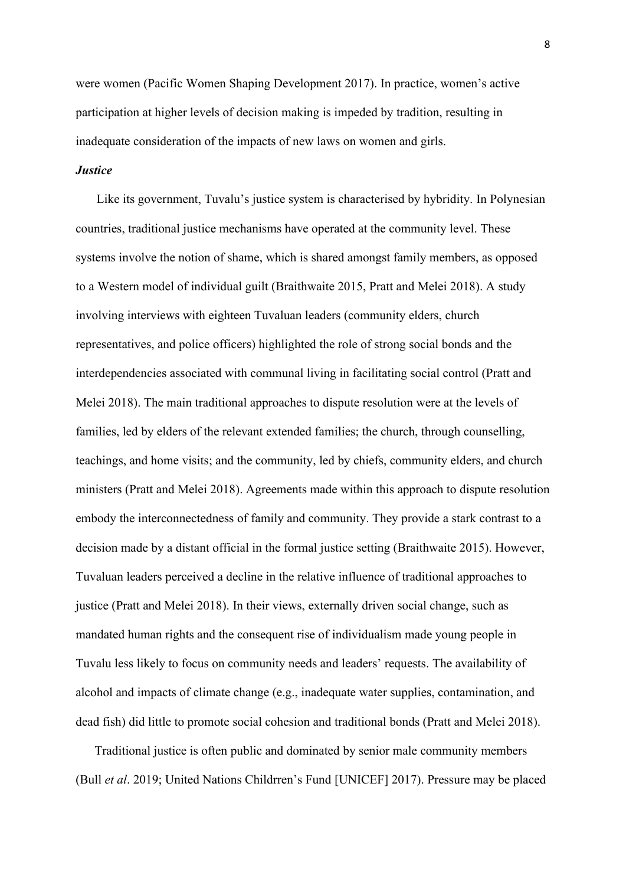were women (Pacific Women Shaping Development 2017). In practice, women's active participation at higher levels of decision making is impeded by tradition, resulting in inadequate consideration of the impacts of new laws on women and girls.

***Justice***

Like its government, Tuvalu's justice system is characterised by hybridity. In Polynesian countries, traditional justice mechanisms have operated at the community level. These systems involve the notion of shame, which is shared amongst family members, as opposed to a Western model of individual guilt (Braithwaite 2015, Pratt and Melei 2018). A study involving interviews with eighteen Tuvaluan leaders (community elders, church representatives, and police officers) highlighted the role of strong social bonds and the interdependencies associated with communal living in facilitating social control (Pratt and Melei 2018). The main traditional approaches to dispute resolution were at the levels of families, led by elders of the relevant extended families; the church, through counselling, teachings, and home visits; and the community, led by chiefs, community elders, and church ministers (Pratt and Melei 2018). Agreements made within this approach to dispute resolution embody the interconnectedness of family and community. They provide a stark contrast to a decision made by a distant official in the formal justice setting (Braithwaite 2015). However, Tuvaluan leaders perceived a decline in the relative influence of traditional approaches to justice (Pratt and Melei 2018). In their views, externally driven social change, such as mandated human rights and the consequent rise of individualism made young people in Tuvalu less likely to focus on community needs and leaders' requests. The availability of alcohol and impacts of climate change (e.g., inadequate water supplies, contamination, and dead fish) did little to promote social cohesion and traditional bonds (Pratt and Melei 2018).

Traditional justice is often public and dominated by senior male community members (Bull *et al*. 2019; United Nations Childrren's Fund [UNICEF] 2017). Pressure may be placed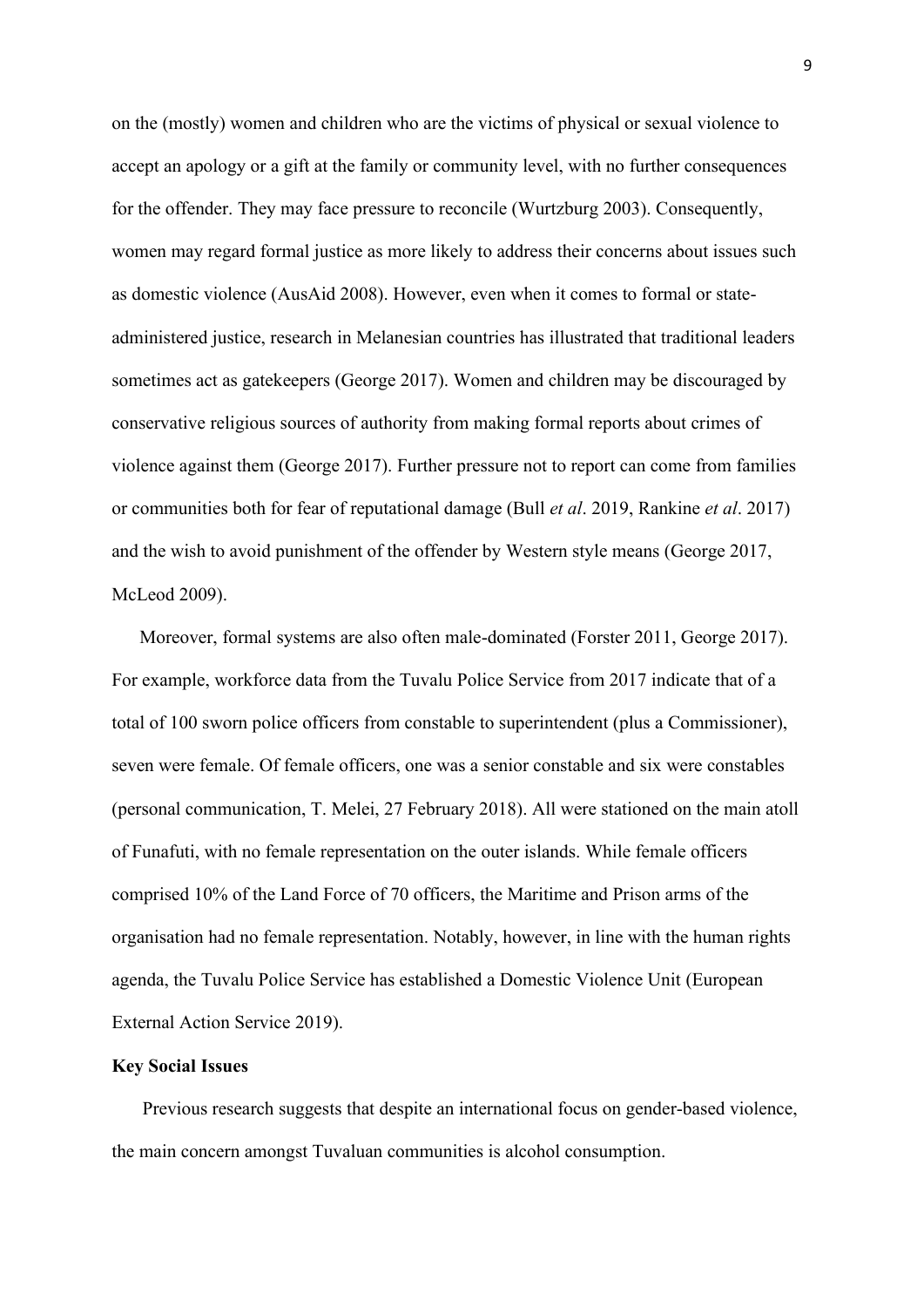on the (mostly) women and children who are the victims of physical or sexual violence to accept an apology or a gift at the family or community level, with no further consequences for the offender. They may face pressure to reconcile (Wurtzburg 2003). Consequently, women may regard formal justice as more likely to address their concerns about issues such as domestic violence (AusAid 2008). However, even when it comes to formal or state-administered justice, research in Melanesian countries has illustrated that traditional leaders sometimes act as gatekeepers (George 2017). Women and children may be discouraged by conservative religious sources of authority from making formal reports about crimes of violence against them (George 2017). Further pressure not to report can come from families or communities both for fear of reputational damage (Bull *et al*. 2019, Rankine *et al*. 2017) and the wish to avoid punishment of the offender by Western style means (George 2017, McLeod 2009).

Moreover, formal systems are also often male-dominated (Forster 2011, George 2017). For example, workforce data from the Tuvalu Police Service from 2017 indicate that of a total of 100 sworn police officers from constable to superintendent (plus a Commissioner), seven were female. Of female officers, one was a senior constable and six were constables (personal communication, T. Melei, 27 February 2018). All were stationed on the main atoll of Funafuti, with no female representation on the outer islands. While female officers comprised 10% of the Land Force of 70 officers, the Maritime and Prison arms of the organisation had no female representation. Notably, however, in line with the human rights agenda, the Tuvalu Police Service has established a Domestic Violence Unit (European External Action Service 2019).

**Key Social Issues**

Previous research suggests that despite an international focus on gender-based violence, the main concern amongst Tuvaluan communities is alcohol consumption.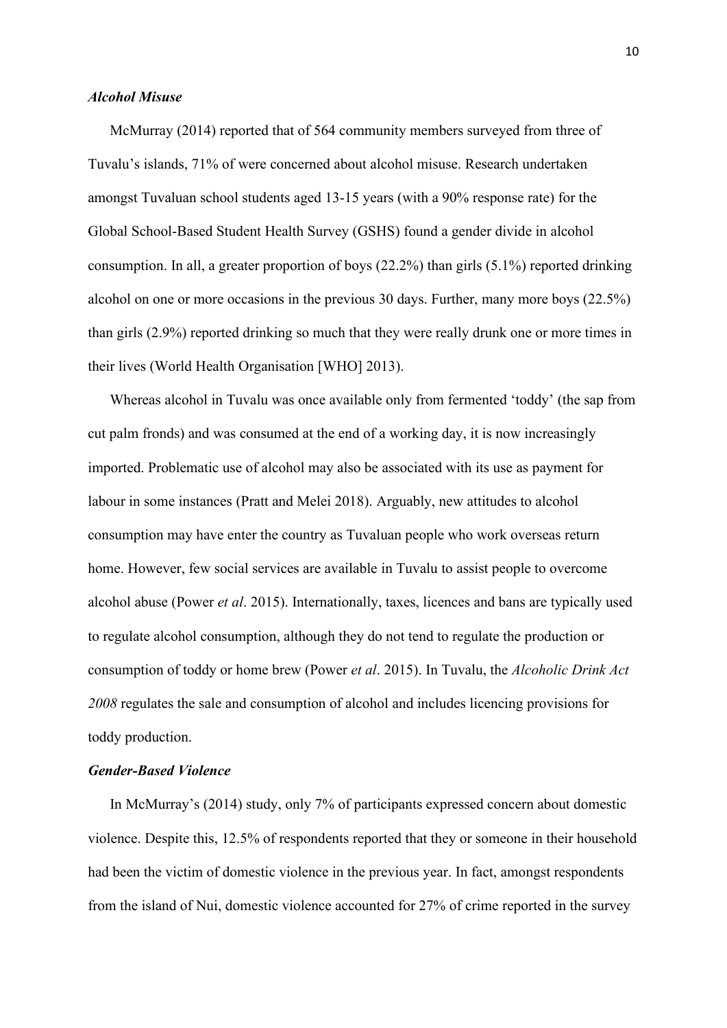### *Alcohol Misuse*

McMurray (2014) reported that of 564 community members surveyed from three of Tuvalu's islands, 71% of were concerned about alcohol misuse. Research undertaken amongst Tuvaluan school students aged 13-15 years (with a 90% response rate) for the Global School-Based Student Health Survey (GSHS) found a gender divide in alcohol consumption. In all, a greater proportion of boys (22.2%) than girls (5.1%) reported drinking alcohol on one or more occasions in the previous 30 days. Further, many more boys (22.5%) than girls (2.9%) reported drinking so much that they were really drunk one or more times in their lives (World Health Organisation [WHO] 2013).

Whereas alcohol in Tuvalu was once available only from fermented 'toddy' (the sap from cut palm fronds) and was consumed at the end of a working day, it is now increasingly imported. Problematic use of alcohol may also be associated with its use as payment for labour in some instances (Pratt and Melei 2018). Arguably, new attitudes to alcohol consumption may have enter the country as Tuvaluan people who work overseas return home. However, few social services are available in Tuvalu to assist people to overcome alcohol abuse (Power *et al*. 2015). Internationally, taxes, licences and bans are typically used to regulate alcohol consumption, although they do not tend to regulate the production or consumption of toddy or home brew (Power *et al*. 2015). In Tuvalu, the *Alcoholic Drink Act 2008* regulates the sale and consumption of alcohol and includes licencing provisions for toddy production.

### *Gender-Based Violence*

In McMurray's (2014) study, only 7% of participants expressed concern about domestic violence. Despite this, 12.5% of respondents reported that they or someone in their household had been the victim of domestic violence in the previous year. In fact, amongst respondents from the island of Nui, domestic violence accounted for 27% of crime reported in the survey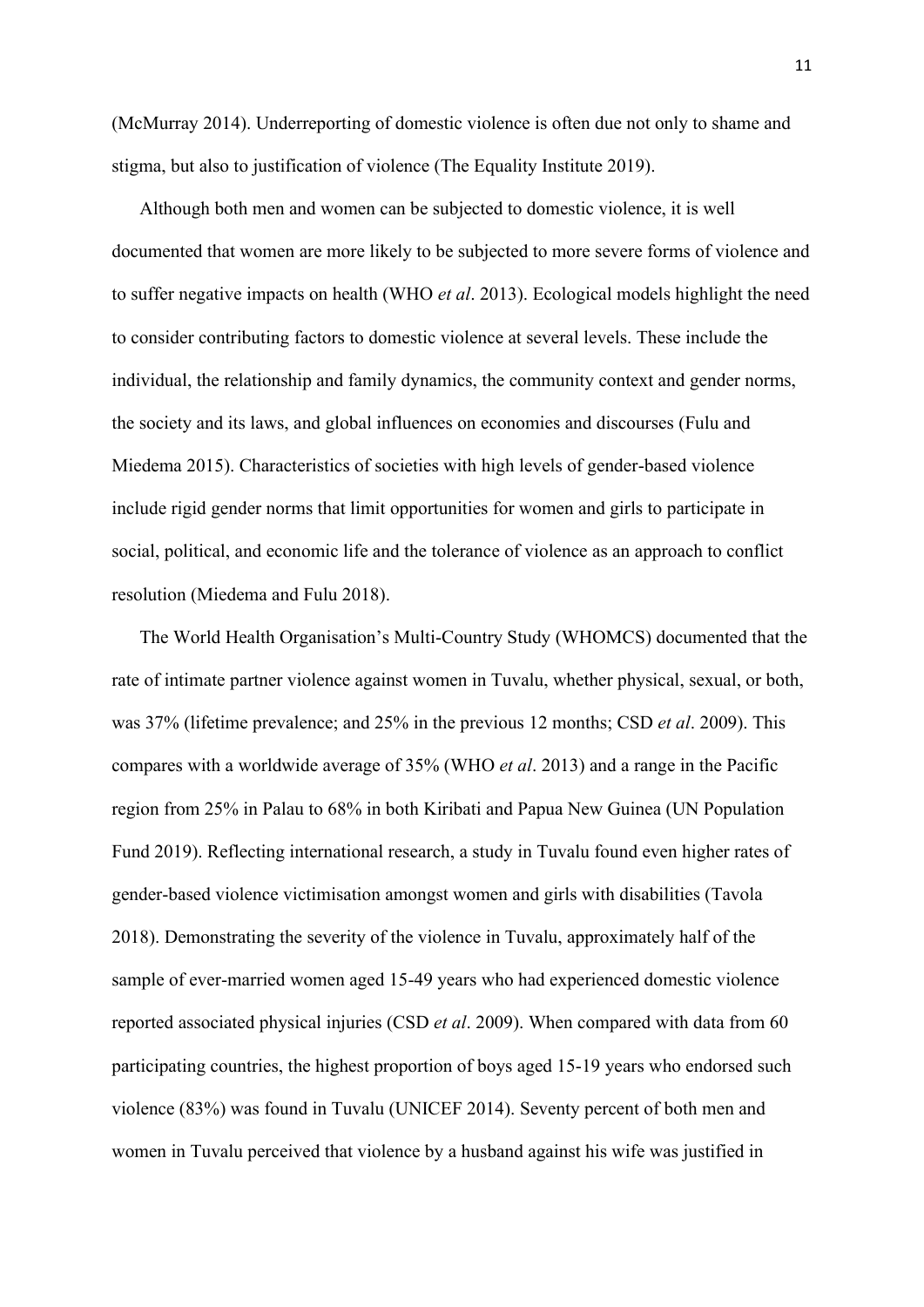(McMurray 2014). Underreporting of domestic violence is often due not only to shame and stigma, but also to justification of violence (The Equality Institute 2019).

Although both men and women can be subjected to domestic violence, it is well documented that women are more likely to be subjected to more severe forms of violence and to suffer negative impacts on health (WHO *et al*. 2013). Ecological models highlight the need to consider contributing factors to domestic violence at several levels. These include the individual, the relationship and family dynamics, the community context and gender norms, the society and its laws, and global influences on economies and discourses (Fulu and Miedema 2015). Characteristics of societies with high levels of gender-based violence include rigid gender norms that limit opportunities for women and girls to participate in social, political, and economic life and the tolerance of violence as an approach to conflict resolution (Miedema and Fulu 2018).

The World Health Organisation's Multi-Country Study (WHOMCS) documented that the rate of intimate partner violence against women in Tuvalu, whether physical, sexual, or both, was 37% (lifetime prevalence; and 25% in the previous 12 months; CSD *et al*. 2009). This compares with a worldwide average of 35% (WHO *et al*. 2013) and a range in the Pacific region from 25% in Palau to 68% in both Kiribati and Papua New Guinea (UN Population Fund 2019). Reflecting international research, a study in Tuvalu found even higher rates of gender-based violence victimisation amongst women and girls with disabilities (Tavola 2018). Demonstrating the severity of the violence in Tuvalu, approximately half of the sample of ever-married women aged 15-49 years who had experienced domestic violence reported associated physical injuries (CSD *et al*. 2009). When compared with data from 60 participating countries, the highest proportion of boys aged 15-19 years who endorsed such violence (83%) was found in Tuvalu (UNICEF 2014). Seventy percent of both men and women in Tuvalu perceived that violence by a husband against his wife was justified in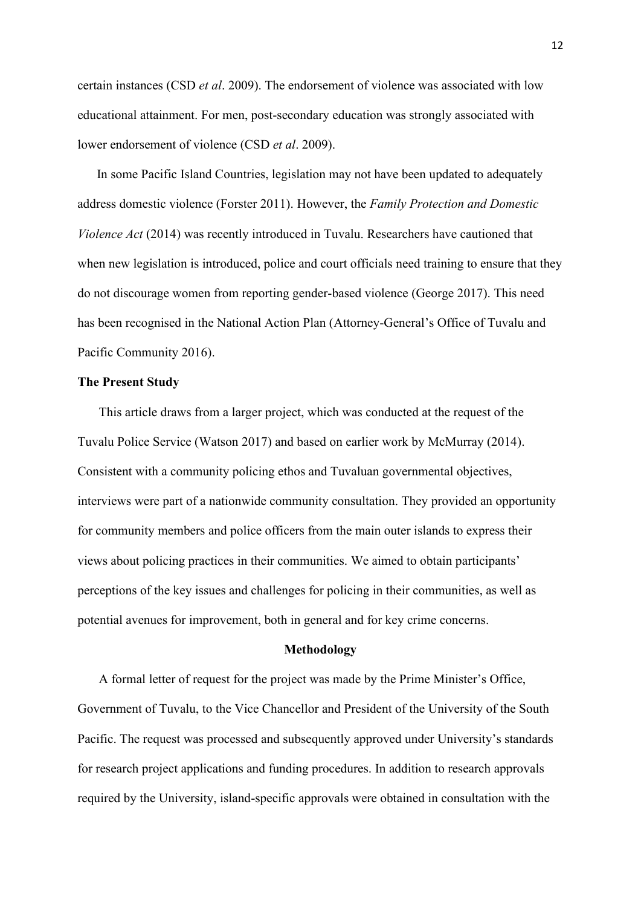certain instances (CSD *et al*. 2009). The endorsement of violence was associated with low educational attainment. For men, post-secondary education was strongly associated with lower endorsement of violence (CSD *et al*. 2009).

In some Pacific Island Countries, legislation may not have been updated to adequately address domestic violence (Forster 2011). However, the *Family Protection and Domestic Violence Act* (2014) was recently introduced in Tuvalu. Researchers have cautioned that when new legislation is introduced, police and court officials need training to ensure that they do not discourage women from reporting gender-based violence (George 2017). This need has been recognised in the National Action Plan (Attorney-General's Office of Tuvalu and Pacific Community 2016).

**The Present Study**

This article draws from a larger project, which was conducted at the request of the Tuvalu Police Service (Watson 2017) and based on earlier work by McMurray (2014). Consistent with a community policing ethos and Tuvaluan governmental objectives, interviews were part of a nationwide community consultation. They provided an opportunity for community members and police officers from the main outer islands to express their views about policing practices in their communities. We aimed to obtain participants' perceptions of the key issues and challenges for policing in their communities, as well as potential avenues for improvement, both in general and for key crime concerns.

## Methodology

A formal letter of request for the project was made by the Prime Minister's Office, Government of Tuvalu, to the Vice Chancellor and President of the University of the South Pacific. The request was processed and subsequently approved under University's standards for research project applications and funding procedures. In addition to research approvals required by the University, island-specific approvals were obtained in consultation with the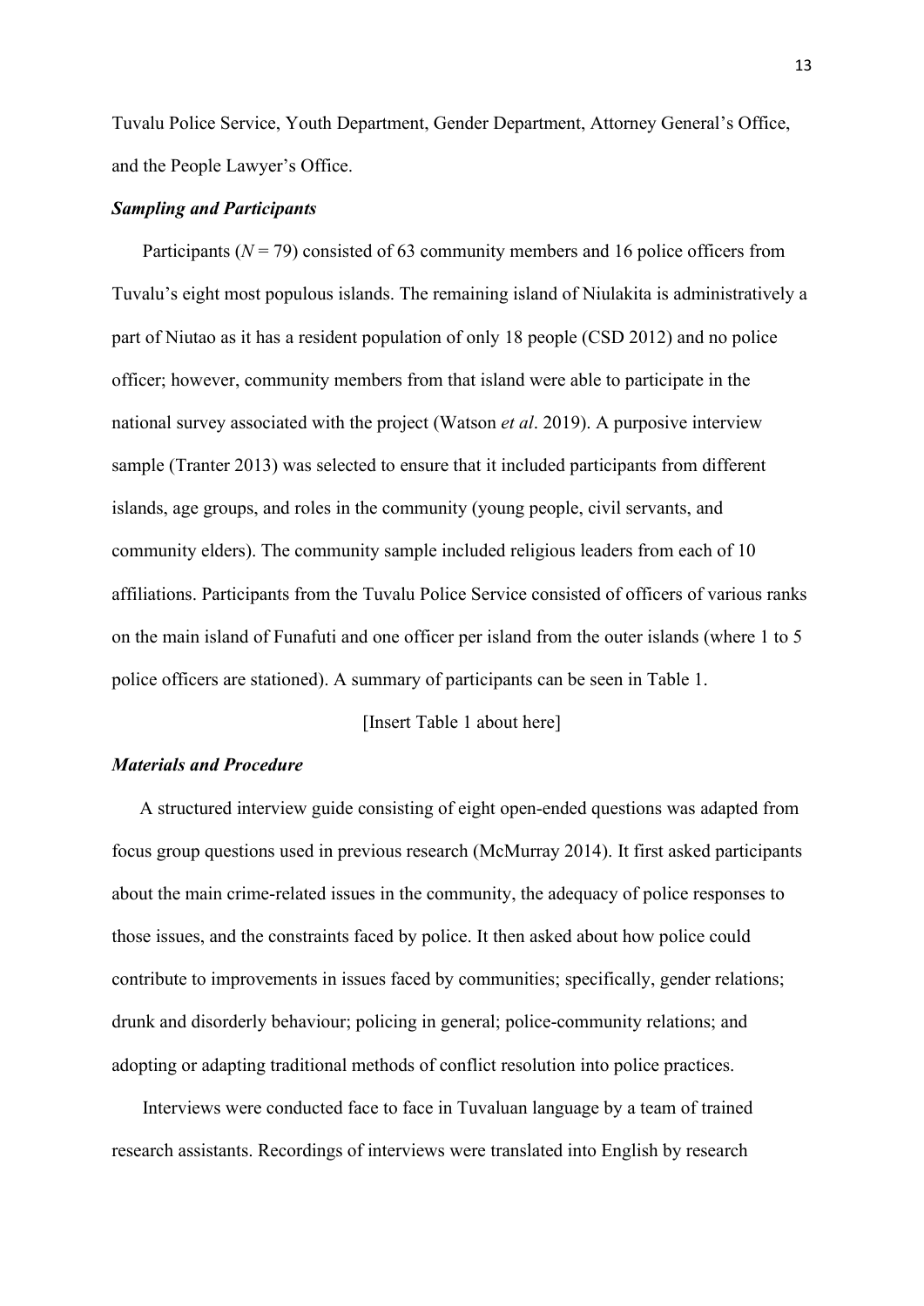Tuvalu Police Service, Youth Department, Gender Department, Attorney General's Office, and the People Lawyer's Office.

### *Sampling and Participants*

Participants (*N* = 79) consisted of 63 community members and 16 police officers from Tuvalu's eight most populous islands. The remaining island of Niulakita is administratively a part of Niutao as it has a resident population of only 18 people (CSD 2012) and no police officer; however, community members from that island were able to participate in the national survey associated with the project (Watson *et al*. 2019). A purposive interview sample (Tranter 2013) was selected to ensure that it included participants from different islands, age groups, and roles in the community (young people, civil servants, and community elders). The community sample included religious leaders from each of 10 affiliations. Participants from the Tuvalu Police Service consisted of officers of various ranks on the main island of Funafuti and one officer per island from the outer islands (where 1 to 5 police officers are stationed). A summary of participants can be seen in Table 1.

[Insert Table 1 about here]

### *Materials and Procedure*

A structured interview guide consisting of eight open-ended questions was adapted from focus group questions used in previous research (McMurray 2014). It first asked participants about the main crime-related issues in the community, the adequacy of police responses to those issues, and the constraints faced by police. It then asked about how police could contribute to improvements in issues faced by communities; specifically, gender relations; drunk and disorderly behaviour; policing in general; police-community relations; and adopting or adapting traditional methods of conflict resolution into police practices.

Interviews were conducted face to face in Tuvaluan language by a team of trained research assistants. Recordings of interviews were translated into English by research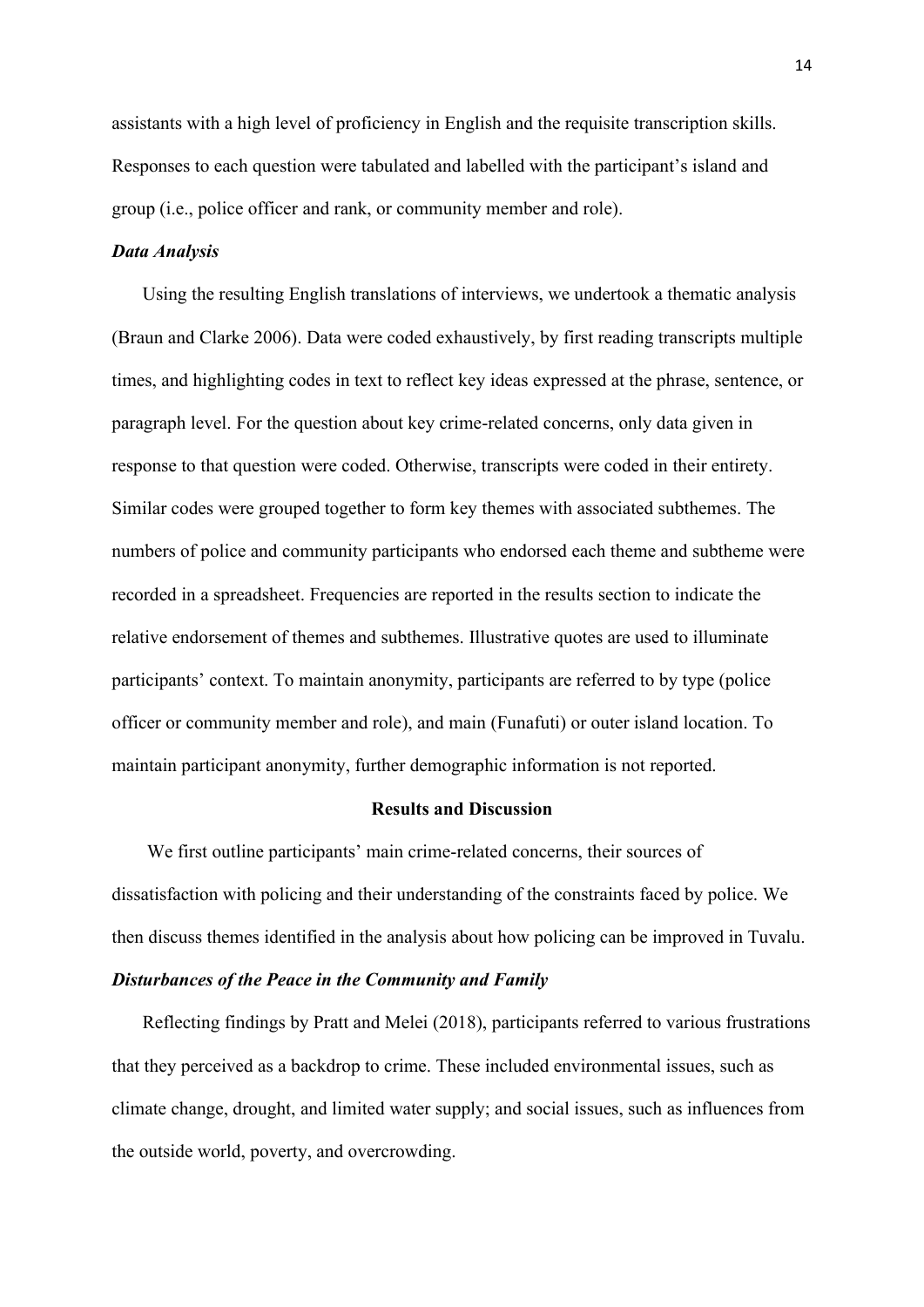assistants with a high level of proficiency in English and the requisite transcription skills. Responses to each question were tabulated and labelled with the participant's island and group (i.e., police officer and rank, or community member and role).

### *Data Analysis*

Using the resulting English translations of interviews, we undertook a thematic analysis (Braun and Clarke 2006). Data were coded exhaustively, by first reading transcripts multiple times, and highlighting codes in text to reflect key ideas expressed at the phrase, sentence, or paragraph level. For the question about key crime-related concerns, only data given in response to that question were coded. Otherwise, transcripts were coded in their entirety. Similar codes were grouped together to form key themes with associated subthemes. The numbers of police and community participants who endorsed each theme and subtheme were recorded in a spreadsheet. Frequencies are reported in the results section to indicate the relative endorsement of themes and subthemes. Illustrative quotes are used to illuminate participants' context. To maintain anonymity, participants are referred to by type (police officer or community member and role), and main (Funafuti) or outer island location. To maintain participant anonymity, further demographic information is not reported.

## Results and Discussion

We first outline participants' main crime-related concerns, their sources of dissatisfaction with policing and their understanding of the constraints faced by police. We then discuss themes identified in the analysis about how policing can be improved in Tuvalu.

### *Disturbances of the Peace in the Community and Family*

Reflecting findings by Pratt and Melei (2018), participants referred to various frustrations that they perceived as a backdrop to crime. These included environmental issues, such as climate change, drought, and limited water supply; and social issues, such as influences from the outside world, poverty, and overcrowding.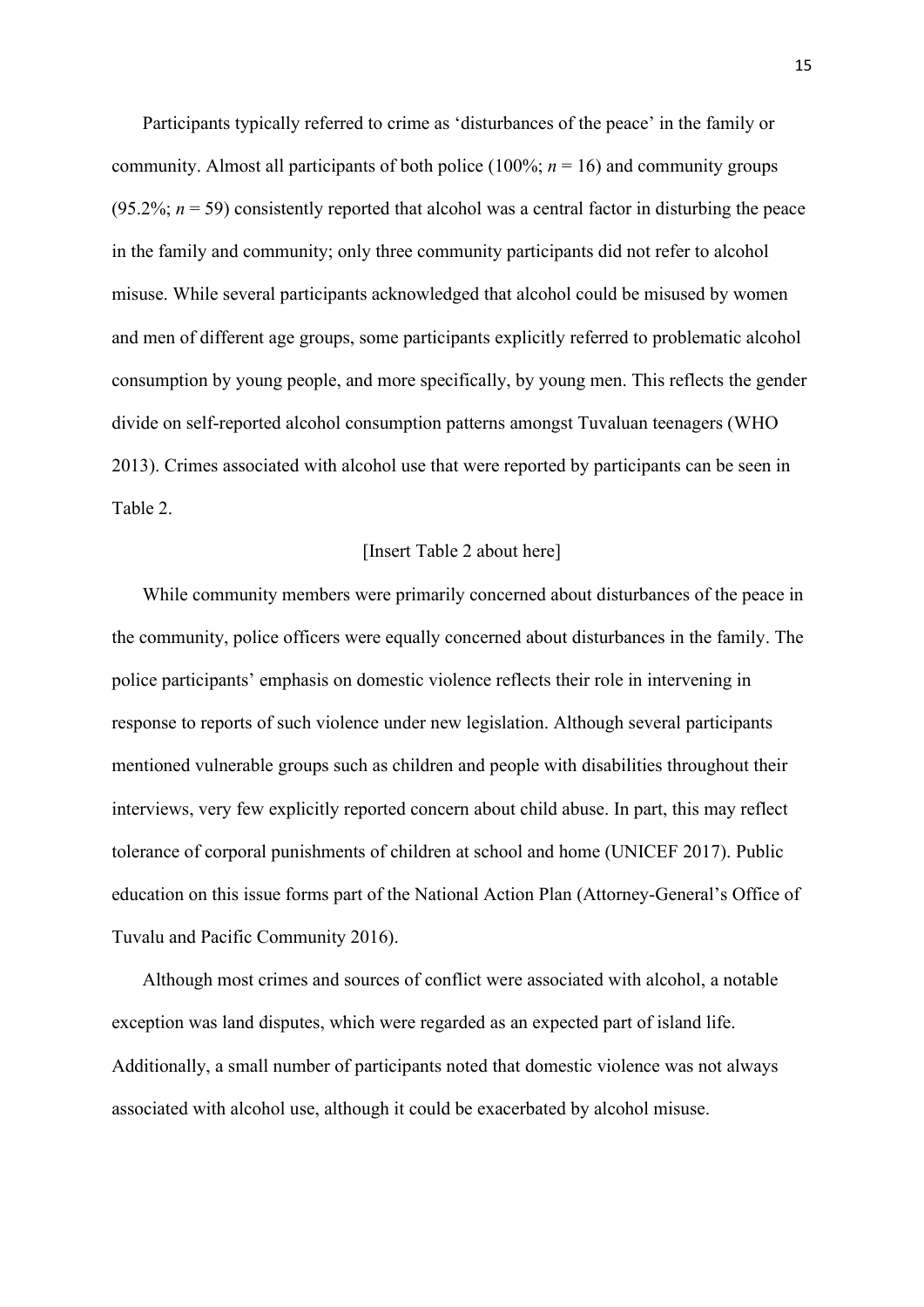Participants typically referred to crime as 'disturbances of the peace' in the family or community. Almost all participants of both police (100%; $n = 16$) and community groups (95.2%; $n = 59$) consistently reported that alcohol was a central factor in disturbing the peace in the family and community; only three community participants did not refer to alcohol misuse. While several participants acknowledged that alcohol could be misused by women and men of different age groups, some participants explicitly referred to problematic alcohol consumption by young people, and more specifically, by young men. This reflects the gender divide on self-reported alcohol consumption patterns amongst Tuvaluan teenagers (WHO 2013). Crimes associated with alcohol use that were reported by participants can be seen in Table 2.

[Insert Table 2 about here]

While community members were primarily concerned about disturbances of the peace in the community, police officers were equally concerned about disturbances in the family. The police participants' emphasis on domestic violence reflects their role in intervening in response to reports of such violence under new legislation. Although several participants mentioned vulnerable groups such as children and people with disabilities throughout their interviews, very few explicitly reported concern about child abuse. In part, this may reflect tolerance of corporal punishments of children at school and home (UNICEF 2017). Public education on this issue forms part of the National Action Plan (Attorney-General's Office of Tuvalu and Pacific Community 2016).

Although most crimes and sources of conflict were associated with alcohol, a notable exception was land disputes, which were regarded as an expected part of island life. Additionally, a small number of participants noted that domestic violence was not always associated with alcohol use, although it could be exacerbated by alcohol misuse.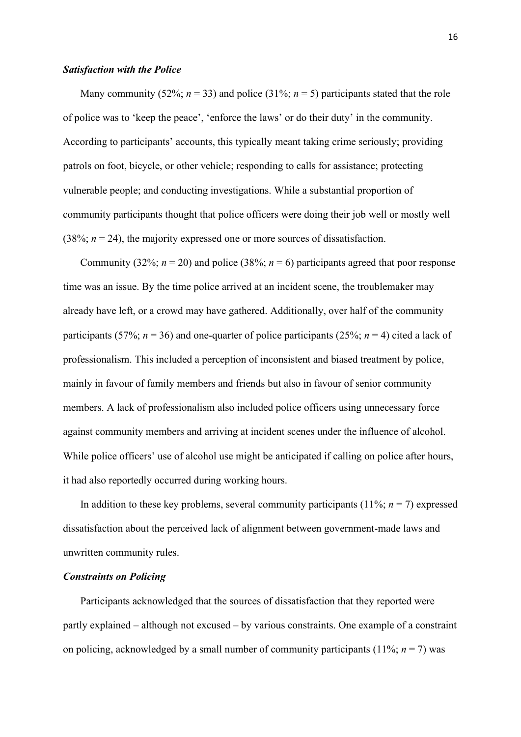### *Satisfaction with the Police*

Many community (52%; $n = 33$) and police (31%; $n = 5$) participants stated that the role of police was to 'keep the peace', 'enforce the laws' or do their duty' in the community. According to participants' accounts, this typically meant taking crime seriously; providing patrols on foot, bicycle, or other vehicle; responding to calls for assistance; protecting vulnerable people; and conducting investigations. While a substantial proportion of community participants thought that police officers were doing their job well or mostly well (38%; $n = 24$), the majority expressed one or more sources of dissatisfaction.

Community (32%; $n = 20$) and police (38%; $n = 6$) participants agreed that poor response time was an issue. By the time police arrived at an incident scene, the troublemaker may already have left, or a crowd may have gathered. Additionally, over half of the community participants (57%; $n = 36$) and one-quarter of police participants (25%; $n = 4$) cited a lack of professionalism. This included a perception of inconsistent and biased treatment by police, mainly in favour of family members and friends but also in favour of senior community members. A lack of professionalism also included police officers using unnecessary force against community members and arriving at incident scenes under the influence of alcohol. While police officers' use of alcohol use might be anticipated if calling on police after hours, it had also reportedly occurred during working hours.

In addition to these key problems, several community participants (11%; $n = 7$) expressed dissatisfaction about the perceived lack of alignment between government-made laws and unwritten community rules.

### *Constraints on Policing*

Participants acknowledged that the sources of dissatisfaction that they reported were partly explained – although not excused – by various constraints. One example of a constraint on policing, acknowledged by a small number of community participants (11%; $n = 7$) was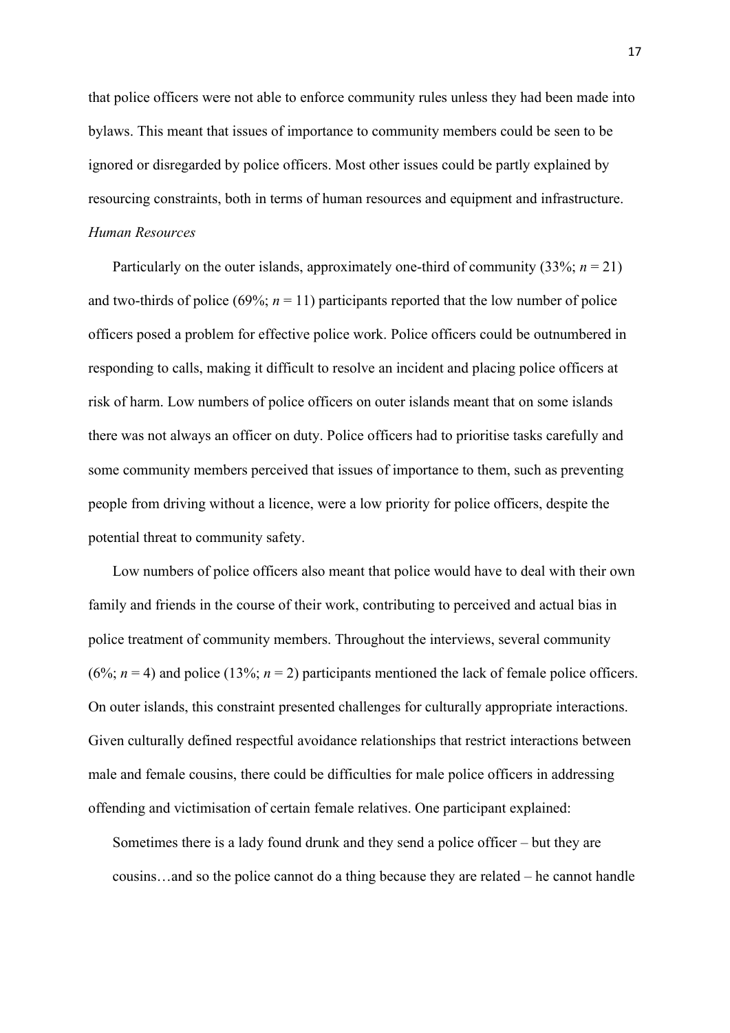that police officers were not able to enforce community rules unless they had been made into bylaws. This meant that issues of importance to community members could be seen to be ignored or disregarded by police officers. Most other issues could be partly explained by resourcing constraints, both in terms of human resources and equipment and infrastructure.

*Human Resources*

Particularly on the outer islands, approximately one-third of community (33%; $n = 21$) and two-thirds of police (69%; $n = 11$) participants reported that the low number of police officers posed a problem for effective police work. Police officers could be outnumbered in responding to calls, making it difficult to resolve an incident and placing police officers at risk of harm. Low numbers of police officers on outer islands meant that on some islands there was not always an officer on duty. Police officers had to prioritise tasks carefully and some community members perceived that issues of importance to them, such as preventing people from driving without a licence, were a low priority for police officers, despite the potential threat to community safety.

Low numbers of police officers also meant that police would have to deal with their own family and friends in the course of their work, contributing to perceived and actual bias in police treatment of community members. Throughout the interviews, several community (6%; $n = 4$) and police (13%; $n = 2$) participants mentioned the lack of female police officers. On outer islands, this constraint presented challenges for culturally appropriate interactions. Given culturally defined respectful avoidance relationships that restrict interactions between male and female cousins, there could be difficulties for male police officers in addressing offending and victimisation of certain female relatives. One participant explained:

> Sometimes there is a lady found drunk and they send a police officer – but they are cousins…and so the police cannot do a thing because they are related – he cannot handle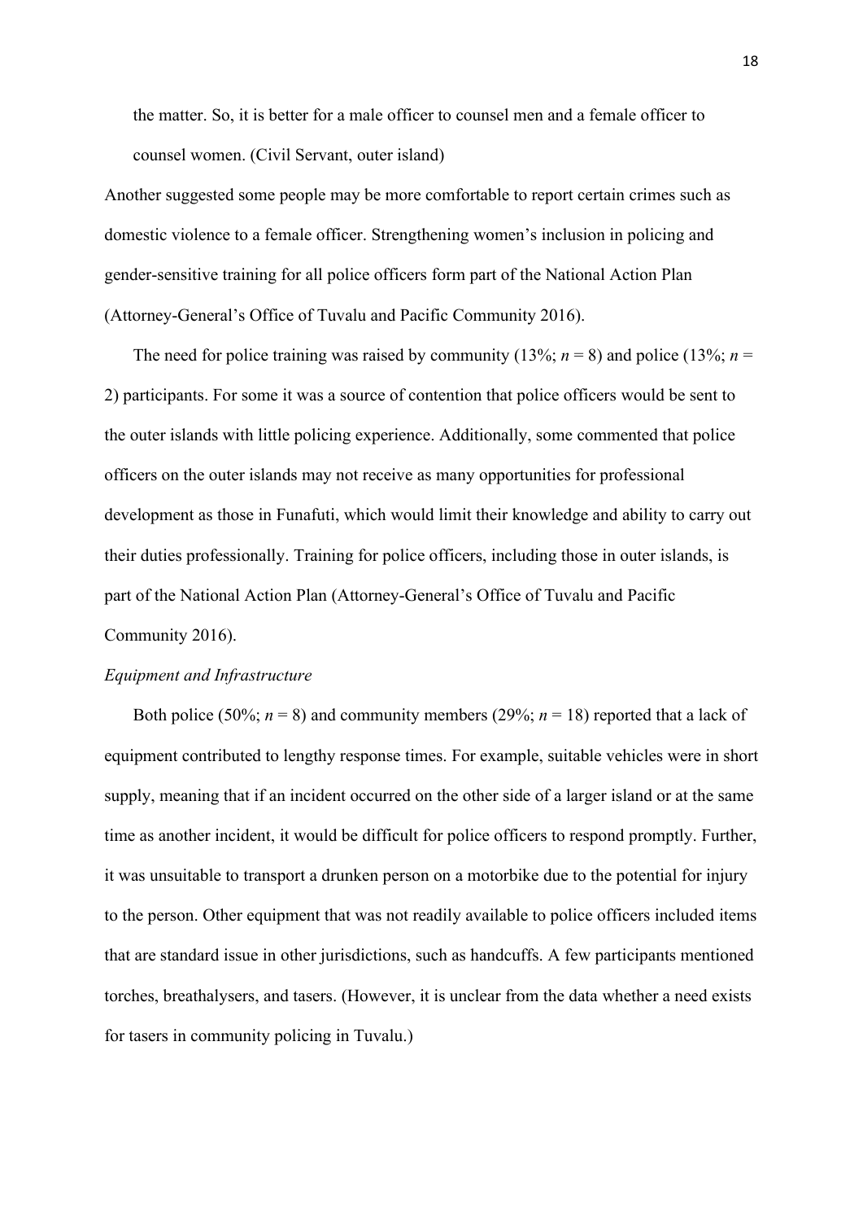> the matter. So, it is better for a male officer to counsel men and a female officer to counsel women. (Civil Servant, outer island)

Another suggested some people may be more comfortable to report certain crimes such as domestic violence to a female officer. Strengthening women's inclusion in policing and gender-sensitive training for all police officers form part of the National Action Plan (Attorney-General's Office of Tuvalu and Pacific Community 2016).

The need for police training was raised by community (13%; $n$ = 8) and police (13%; $n$ = 2) participants. For some it was a source of contention that police officers would be sent to the outer islands with little policing experience. Additionally, some commented that police officers on the outer islands may not receive as many opportunities for professional development as those in Funafuti, which would limit their knowledge and ability to carry out their duties professionally. Training for police officers, including those in outer islands, is part of the National Action Plan (Attorney-General's Office of Tuvalu and Pacific Community 2016).

*Equipment and Infrastructure*

Both police (50%; $n$ = 8) and community members (29%; $n$ = 18) reported that a lack of equipment contributed to lengthy response times. For example, suitable vehicles were in short supply, meaning that if an incident occurred on the other side of a larger island or at the same time as another incident, it would be difficult for police officers to respond promptly. Further, it was unsuitable to transport a drunken person on a motorbike due to the potential for injury to the person. Other equipment that was not readily available to police officers included items that are standard issue in other jurisdictions, such as handcuffs. A few participants mentioned torches, breathalysers, and tasers. (However, it is unclear from the data whether a need exists for tasers in community policing in Tuvalu.)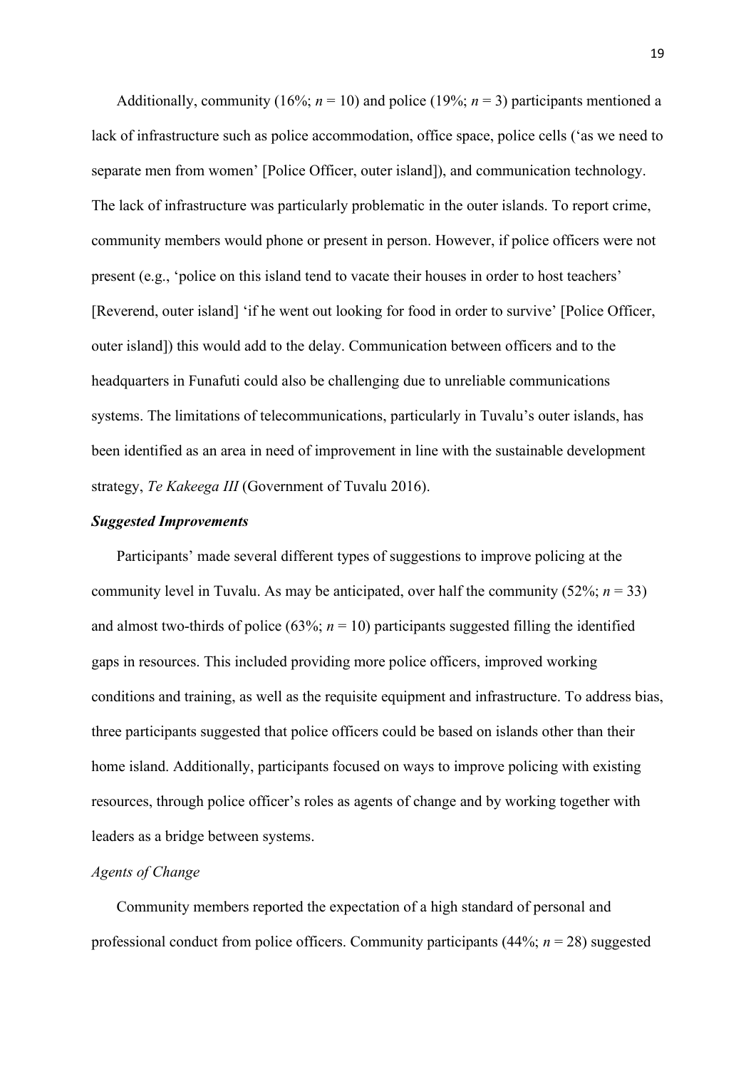Additionally, community (16%; *n* = 10) and police (19%; *n* = 3) participants mentioned a lack of infrastructure such as police accommodation, office space, police cells ('as we need to separate men from women' [Police Officer, outer island]), and communication technology. The lack of infrastructure was particularly problematic in the outer islands. To report crime, community members would phone or present in person. However, if police officers were not present (e.g., 'police on this island tend to vacate their houses in order to host teachers' [Reverend, outer island] 'if he went out looking for food in order to survive' [Police Officer, outer island]) this would add to the delay. Communication between officers and to the headquarters in Funafuti could also be challenging due to unreliable communications systems. The limitations of telecommunications, particularly in Tuvalu's outer islands, has been identified as an area in need of improvement in line with the sustainable development strategy, *Te Kakeega III* (Government of Tuvalu 2016).

### ***Suggested Improvements***

Participants' made several different types of suggestions to improve policing at the community level in Tuvalu. As may be anticipated, over half the community (52%; *n* = 33) and almost two-thirds of police (63%; *n* = 10) participants suggested filling the identified gaps in resources. This included providing more police officers, improved working conditions and training, as well as the requisite equipment and infrastructure. To address bias, three participants suggested that police officers could be based on islands other than their home island. Additionally, participants focused on ways to improve policing with existing resources, through police officer's roles as agents of change and by working together with leaders as a bridge between systems.

#### *Agents of Change*

Community members reported the expectation of a high standard of personal and professional conduct from police officers. Community participants (44%; *n* = 28) suggested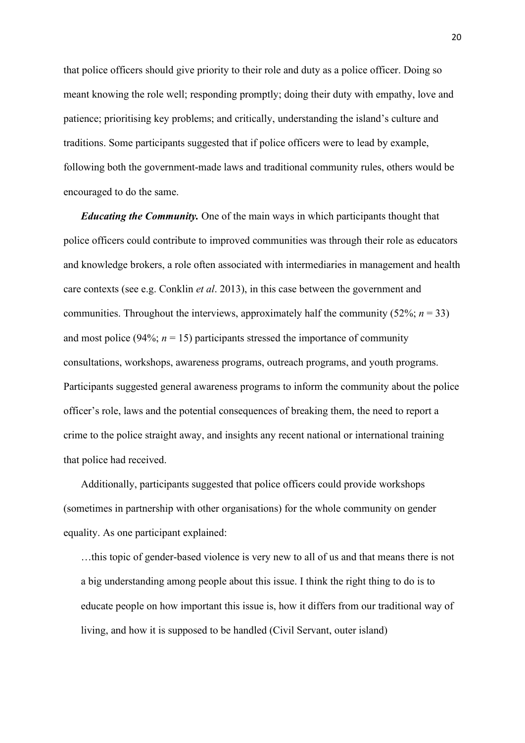that police officers should give priority to their role and duty as a police officer. Doing so meant knowing the role well; responding promptly; doing their duty with empathy, love and patience; prioritising key problems; and critically, understanding the island's culture and traditions. Some participants suggested that if police officers were to lead by example, following both the government-made laws and traditional community rules, others would be encouraged to do the same.

***Educating the Community.*** One of the main ways in which participants thought that police officers could contribute to improved communities was through their role as educators and knowledge brokers, a role often associated with intermediaries in management and health care contexts (see e.g. Conklin *et al*. 2013), in this case between the government and communities. Throughout the interviews, approximately half the community (52%; $n = 33$) and most police (94%; $n = 15$) participants stressed the importance of community consultations, workshops, awareness programs, outreach programs, and youth programs. Participants suggested general awareness programs to inform the community about the police officer's role, laws and the potential consequences of breaking them, the need to report a crime to the police straight away, and insights any recent national or international training that police had received.

Additionally, participants suggested that police officers could provide workshops (sometimes in partnership with other organisations) for the whole community on gender equality. As one participant explained:

> …this topic of gender-based violence is very new to all of us and that means there is not a big understanding among people about this issue. I think the right thing to do is to educate people on how important this issue is, how it differs from our traditional way of living, and how it is supposed to be handled (Civil Servant, outer island)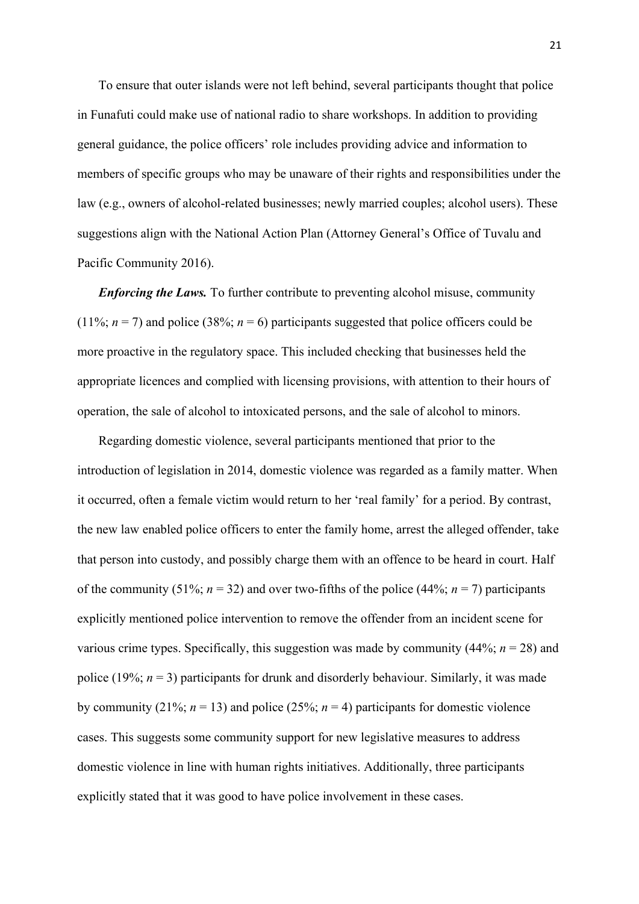To ensure that outer islands were not left behind, several participants thought that police in Funafuti could make use of national radio to share workshops. In addition to providing general guidance, the police officers' role includes providing advice and information to members of specific groups who may be unaware of their rights and responsibilities under the law (e.g., owners of alcohol-related businesses; newly married couples; alcohol users). These suggestions align with the National Action Plan (Attorney General's Office of Tuvalu and Pacific Community 2016).

***Enforcing the Laws.*** To further contribute to preventing alcohol misuse, community (11%; $n = 7$) and police (38%; $n = 6$) participants suggested that police officers could be more proactive in the regulatory space. This included checking that businesses held the appropriate licences and complied with licensing provisions, with attention to their hours of operation, the sale of alcohol to intoxicated persons, and the sale of alcohol to minors.

Regarding domestic violence, several participants mentioned that prior to the introduction of legislation in 2014, domestic violence was regarded as a family matter. When it occurred, often a female victim would return to her 'real family' for a period. By contrast, the new law enabled police officers to enter the family home, arrest the alleged offender, take that person into custody, and possibly charge them with an offence to be heard in court. Half of the community (51%; $n = 32$) and over two-fifths of the police (44%; $n = 7$) participants explicitly mentioned police intervention to remove the offender from an incident scene for various crime types. Specifically, this suggestion was made by community (44%; $n = 28$) and police (19%; $n = 3$) participants for drunk and disorderly behaviour. Similarly, it was made by community (21%; $n = 13$) and police (25%; $n = 4$) participants for domestic violence cases. This suggests some community support for new legislative measures to address domestic violence in line with human rights initiatives. Additionally, three participants explicitly stated that it was good to have police involvement in these cases.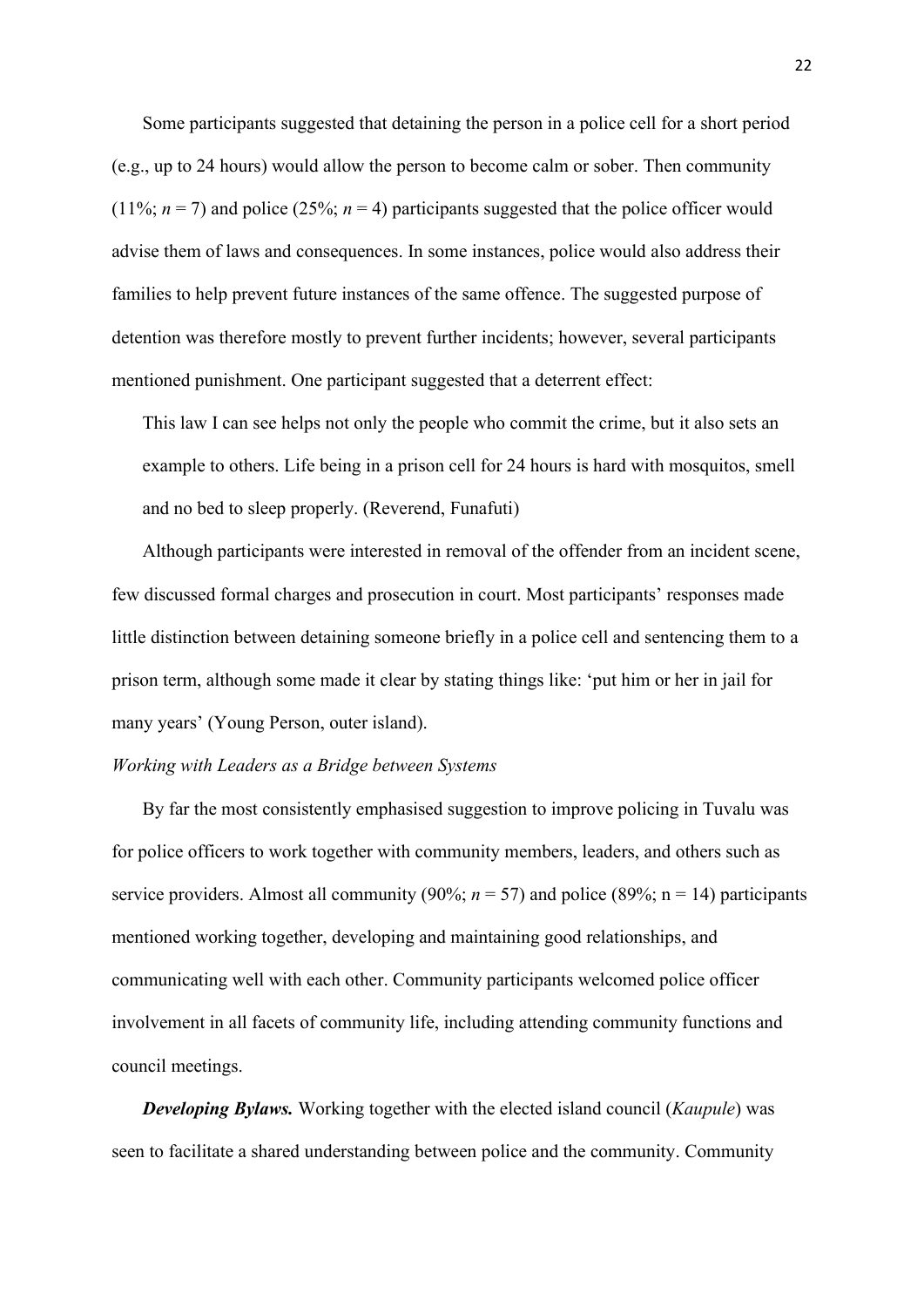Some participants suggested that detaining the person in a police cell for a short period (e.g., up to 24 hours) would allow the person to become calm or sober. Then community (11%; $n = 7$) and police (25%; $n = 4$) participants suggested that the police officer would advise them of laws and consequences. In some instances, police would also address their families to help prevent future instances of the same offence. The suggested purpose of detention was therefore mostly to prevent further incidents; however, several participants mentioned punishment. One participant suggested that a deterrent effect:

> This law I can see helps not only the people who commit the crime, but it also sets an example to others. Life being in a prison cell for 24 hours is hard with mosquitos, smell and no bed to sleep properly. (Reverend, Funafuti)

Although participants were interested in removal of the offender from an incident scene, few discussed formal charges and prosecution in court. Most participants' responses made little distinction between detaining someone briefly in a police cell and sentencing them to a prison term, although some made it clear by stating things like: 'put him or her in jail for many years' (Young Person, outer island).

*Working with Leaders as a Bridge between Systems*

By far the most consistently emphasised suggestion to improve policing in Tuvalu was for police officers to work together with community members, leaders, and others such as service providers. Almost all community (90%; $n = 57$) and police (89%; $n = 14$) participants mentioned working together, developing and maintaining good relationships, and communicating well with each other. Community participants welcomed police officer involvement in all facets of community life, including attending community functions and council meetings.

***Developing Bylaws.*** Working together with the elected island council (*Kaupule*) was seen to facilitate a shared understanding between police and the community. Community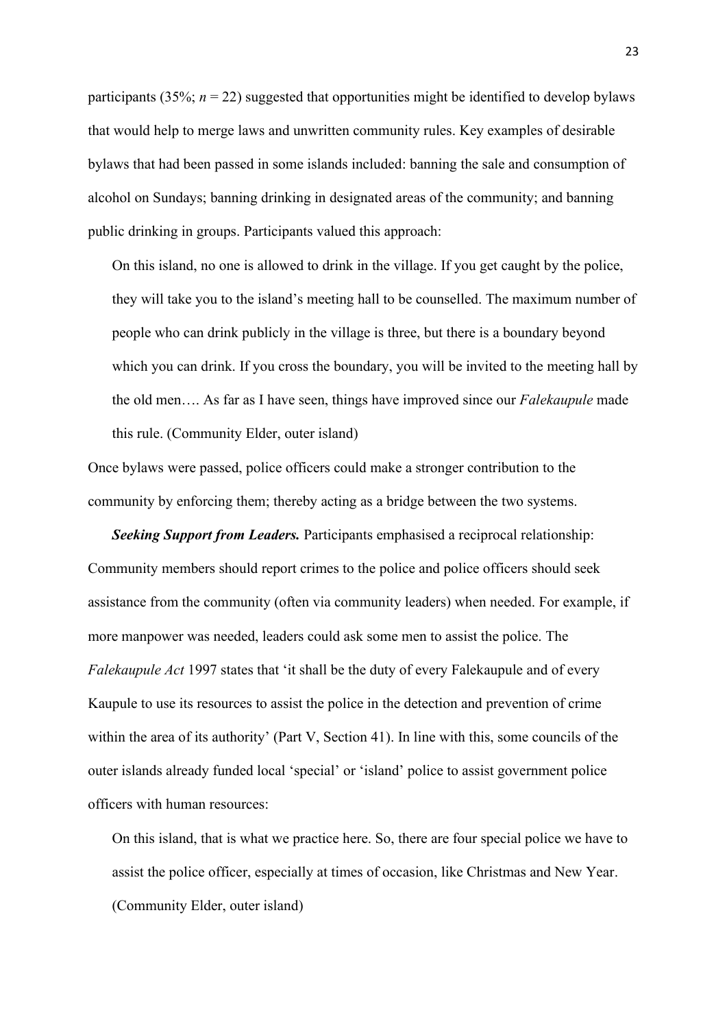participants (35%; $n = 22$) suggested that opportunities might be identified to develop bylaws that would help to merge laws and unwritten community rules. Key examples of desirable bylaws that had been passed in some islands included: banning the sale and consumption of alcohol on Sundays; banning drinking in designated areas of the community; and banning public drinking in groups. Participants valued this approach:

> On this island, no one is allowed to drink in the village. If you get caught by the police, they will take you to the island's meeting hall to be counselled. The maximum number of people who can drink publicly in the village is three, but there is a boundary beyond which you can drink. If you cross the boundary, you will be invited to the meeting hall by the old men…. As far as I have seen, things have improved since our *Falekaupule* made this rule. (Community Elder, outer island)

Once bylaws were passed, police officers could make a stronger contribution to the community by enforcing them; thereby acting as a bridge between the two systems.

***Seeking Support from Leaders.*** Participants emphasised a reciprocal relationship: Community members should report crimes to the police and police officers should seek assistance from the community (often via community leaders) when needed. For example, if more manpower was needed, leaders could ask some men to assist the police. The *Falekaupule Act* 1997 states that 'it shall be the duty of every Falekaupule and of every Kaupule to use its resources to assist the police in the detection and prevention of crime within the area of its authority' (Part V, Section 41). In line with this, some councils of the outer islands already funded local 'special' or 'island' police to assist government police officers with human resources:

> On this island, that is what we practice here. So, there are four special police we have to assist the police officer, especially at times of occasion, like Christmas and New Year. (Community Elder, outer island)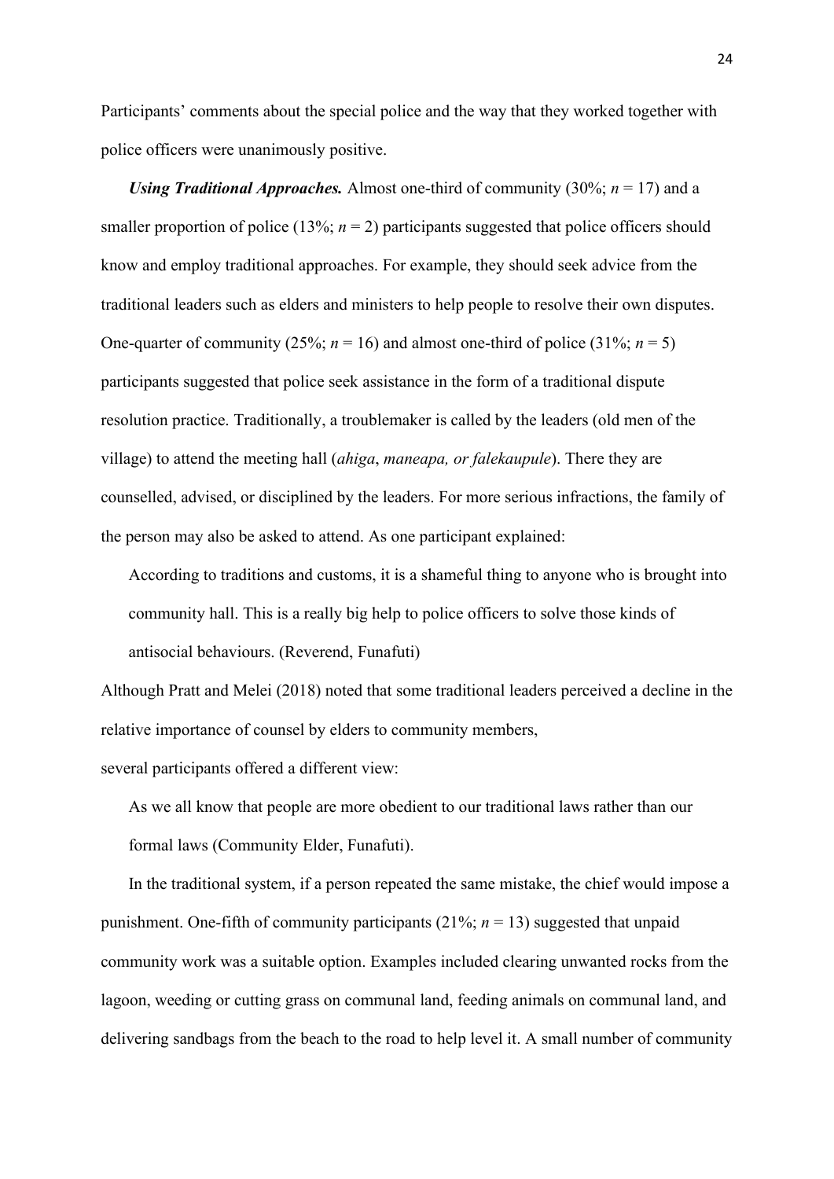Participants' comments about the special police and the way that they worked together with police officers were unanimously positive.

***Using Traditional Approaches.*** Almost one-third of community (30%; *n* = 17) and a smaller proportion of police (13%; *n* = 2) participants suggested that police officers should know and employ traditional approaches. For example, they should seek advice from the traditional leaders such as elders and ministers to help people to resolve their own disputes. One-quarter of community (25%; *n* = 16) and almost one-third of police (31%; *n* = 5) participants suggested that police seek assistance in the form of a traditional dispute resolution practice. Traditionally, a troublemaker is called by the leaders (old men of the village) to attend the meeting hall (*ahiga*, *maneapa, or falekaupule*). There they are counselled, advised, or disciplined by the leaders. For more serious infractions, the family of the person may also be asked to attend. As one participant explained:

> According to traditions and customs, it is a shameful thing to anyone who is brought into community hall. This is a really big help to police officers to solve those kinds of antisocial behaviours. (Reverend, Funafuti)

Although Pratt and Melei (2018) noted that some traditional leaders perceived a decline in the relative importance of counsel by elders to community members,
several participants offered a different view:

> As we all know that people are more obedient to our traditional laws rather than our formal laws (Community Elder, Funafuti).

In the traditional system, if a person repeated the same mistake, the chief would impose a punishment. One-fifth of community participants (21%; *n* = 13) suggested that unpaid community work was a suitable option. Examples included clearing unwanted rocks from the lagoon, weeding or cutting grass on communal land, feeding animals on communal land, and delivering sandbags from the beach to the road to help level it. A small number of community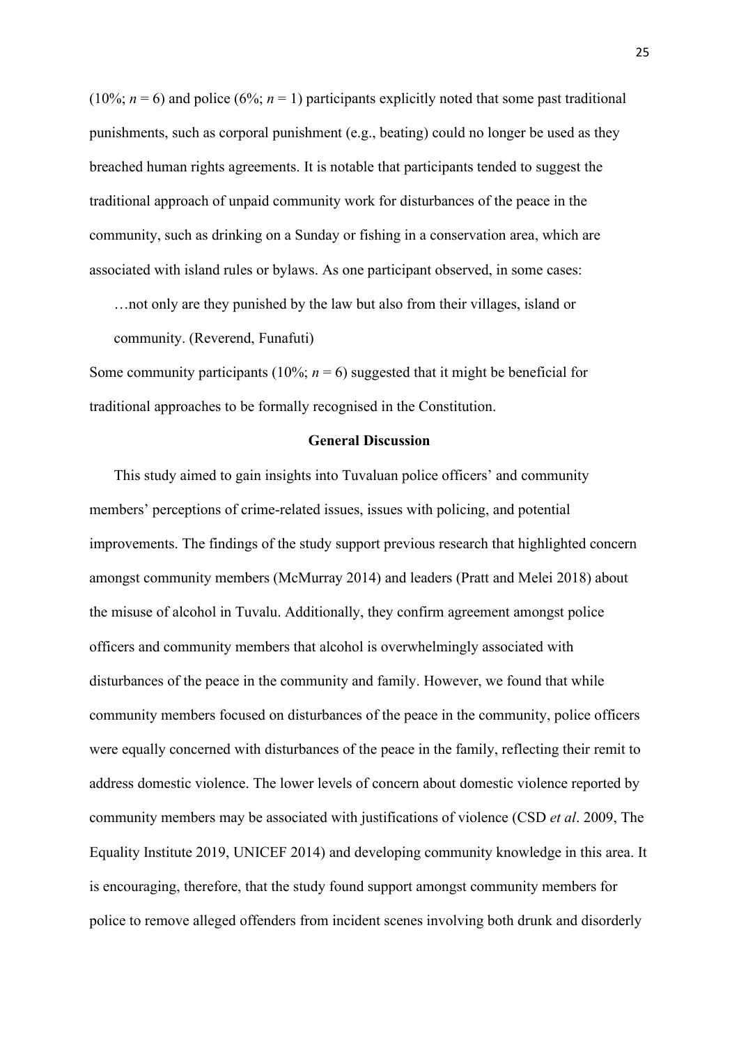(10%; $n = 6$) and police (6%; $n = 1$) participants explicitly noted that some past traditional punishments, such as corporal punishment (e.g., beating) could no longer be used as they breached human rights agreements. It is notable that participants tended to suggest the traditional approach of unpaid community work for disturbances of the peace in the community, such as drinking on a Sunday or fishing in a conservation area, which are associated with island rules or bylaws. As one participant observed, in some cases:

> …not only are they punished by the law but also from their villages, island or community. (Reverend, Funafuti)

Some community participants (10%; $n = 6$) suggested that it might be beneficial for traditional approaches to be formally recognised in the Constitution.

## General Discussion

This study aimed to gain insights into Tuvaluan police officers' and community members' perceptions of crime-related issues, issues with policing, and potential improvements. The findings of the study support previous research that highlighted concern amongst community members (McMurray 2014) and leaders (Pratt and Melei 2018) about the misuse of alcohol in Tuvalu. Additionally, they confirm agreement amongst police officers and community members that alcohol is overwhelmingly associated with disturbances of the peace in the community and family. However, we found that while community members focused on disturbances of the peace in the community, police officers were equally concerned with disturbances of the peace in the family, reflecting their remit to address domestic violence. The lower levels of concern about domestic violence reported by community members may be associated with justifications of violence (CSD *et al*. 2009, The Equality Institute 2019, UNICEF 2014) and developing community knowledge in this area. It is encouraging, therefore, that the study found support amongst community members for police to remove alleged offenders from incident scenes involving both drunk and disorderly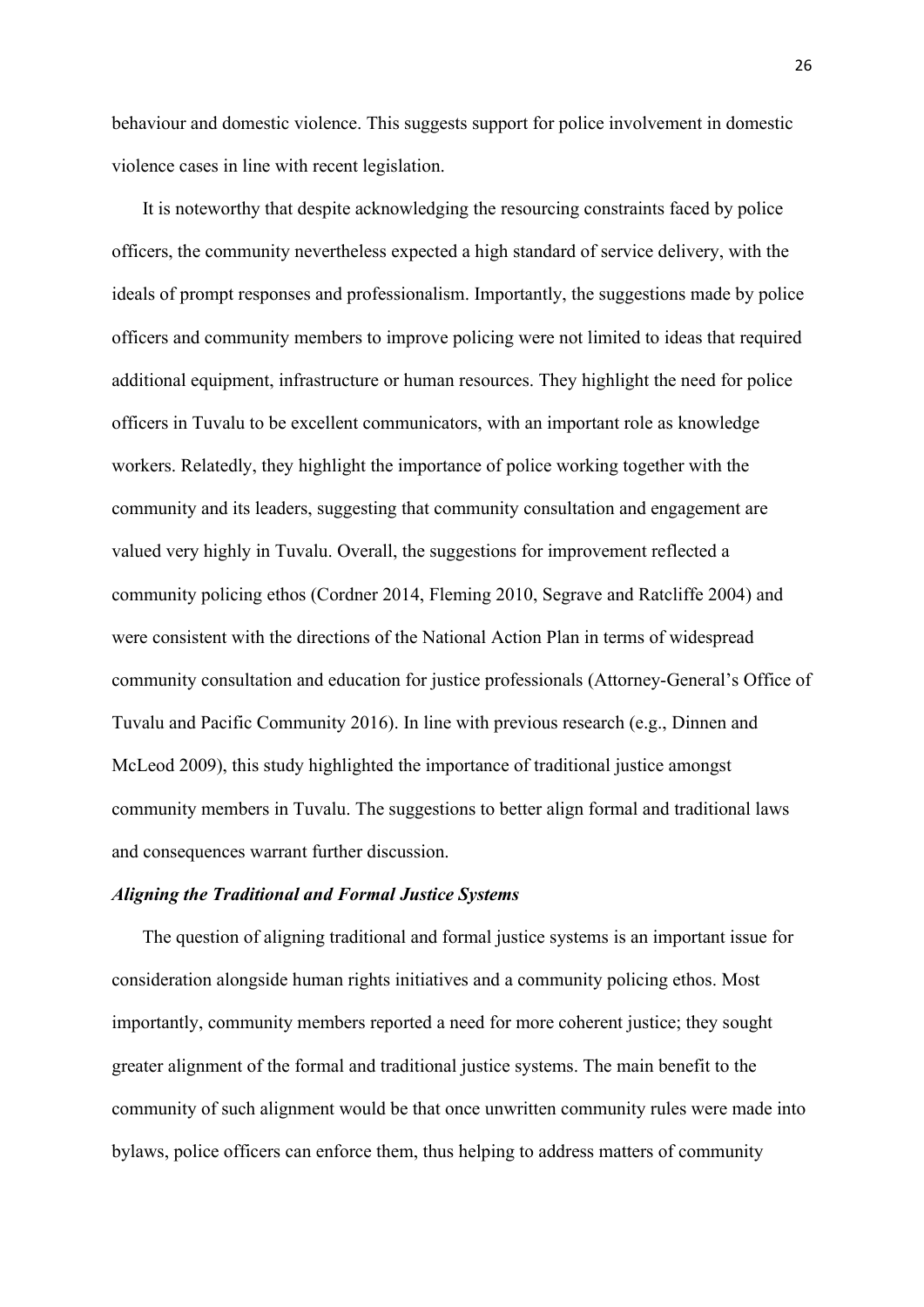behaviour and domestic violence. This suggests support for police involvement in domestic violence cases in line with recent legislation.

It is noteworthy that despite acknowledging the resourcing constraints faced by police officers, the community nevertheless expected a high standard of service delivery, with the ideals of prompt responses and professionalism. Importantly, the suggestions made by police officers and community members to improve policing were not limited to ideas that required additional equipment, infrastructure or human resources. They highlight the need for police officers in Tuvalu to be excellent communicators, with an important role as knowledge workers. Relatedly, they highlight the importance of police working together with the community and its leaders, suggesting that community consultation and engagement are valued very highly in Tuvalu. Overall, the suggestions for improvement reflected a community policing ethos (Cordner 2014, Fleming 2010, Segrave and Ratcliffe 2004) and were consistent with the directions of the National Action Plan in terms of widespread community consultation and education for justice professionals (Attorney-General's Office of Tuvalu and Pacific Community 2016). In line with previous research (e.g., Dinnen and McLeod 2009), this study highlighted the importance of traditional justice amongst community members in Tuvalu. The suggestions to better align formal and traditional laws and consequences warrant further discussion.

### *Aligning the Traditional and Formal Justice Systems*

The question of aligning traditional and formal justice systems is an important issue for consideration alongside human rights initiatives and a community policing ethos. Most importantly, community members reported a need for more coherent justice; they sought greater alignment of the formal and traditional justice systems. The main benefit to the community of such alignment would be that once unwritten community rules were made into bylaws, police officers can enforce them, thus helping to address matters of community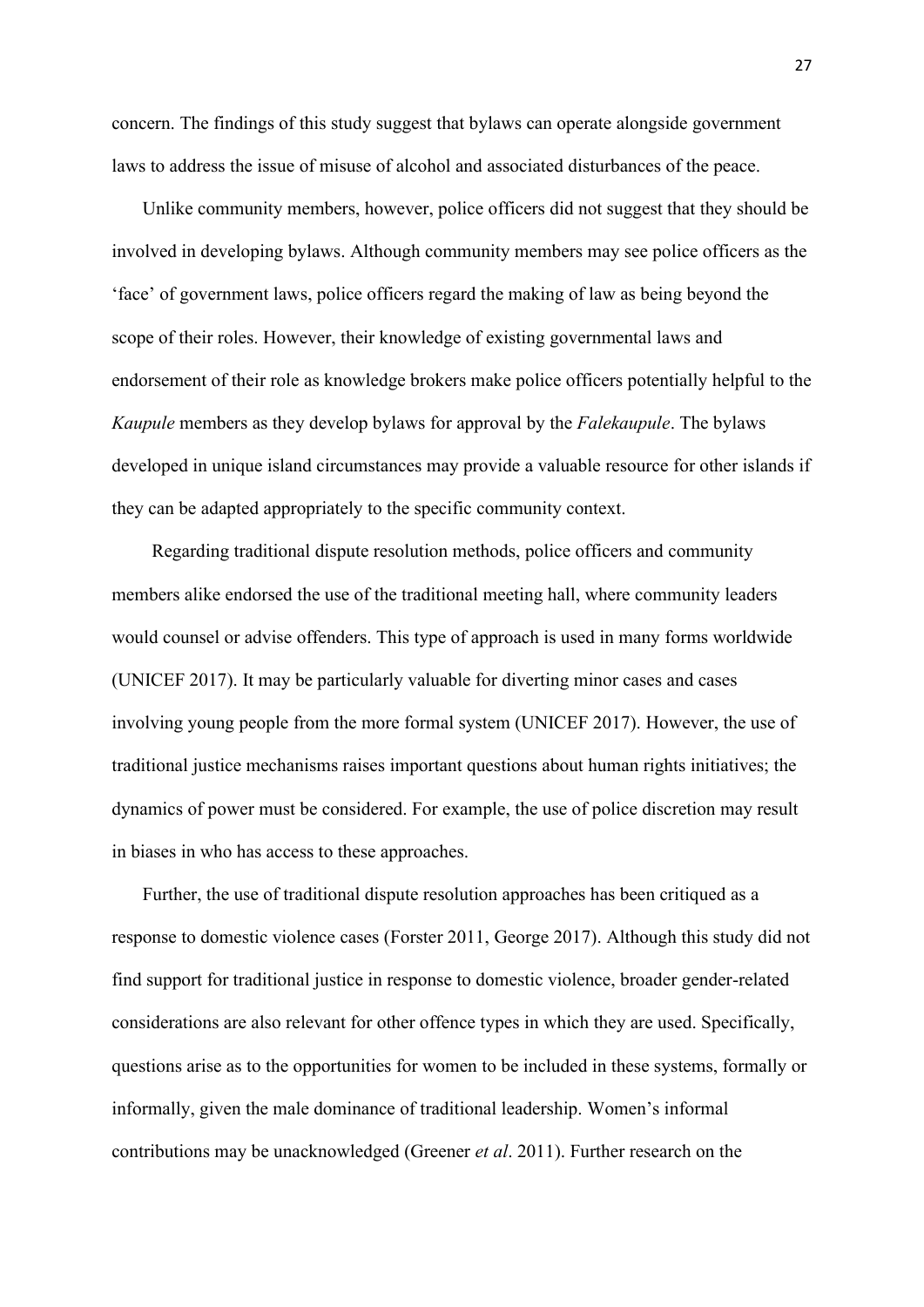concern. The findings of this study suggest that bylaws can operate alongside government laws to address the issue of misuse of alcohol and associated disturbances of the peace.

Unlike community members, however, police officers did not suggest that they should be involved in developing bylaws. Although community members may see police officers as the 'face' of government laws, police officers regard the making of law as being beyond the scope of their roles. However, their knowledge of existing governmental laws and endorsement of their role as knowledge brokers make police officers potentially helpful to the *Kaupule* members as they develop bylaws for approval by the *Falekaupule*. The bylaws developed in unique island circumstances may provide a valuable resource for other islands if they can be adapted appropriately to the specific community context.

Regarding traditional dispute resolution methods, police officers and community members alike endorsed the use of the traditional meeting hall, where community leaders would counsel or advise offenders. This type of approach is used in many forms worldwide (UNICEF 2017). It may be particularly valuable for diverting minor cases and cases involving young people from the more formal system (UNICEF 2017). However, the use of traditional justice mechanisms raises important questions about human rights initiatives; the dynamics of power must be considered. For example, the use of police discretion may result in biases in who has access to these approaches.

Further, the use of traditional dispute resolution approaches has been critiqued as a response to domestic violence cases (Forster 2011, George 2017). Although this study did not find support for traditional justice in response to domestic violence, broader gender-related considerations are also relevant for other offence types in which they are used. Specifically, questions arise as to the opportunities for women to be included in these systems, formally or informally, given the male dominance of traditional leadership. Women's informal contributions may be unacknowledged (Greener *et al*. 2011). Further research on the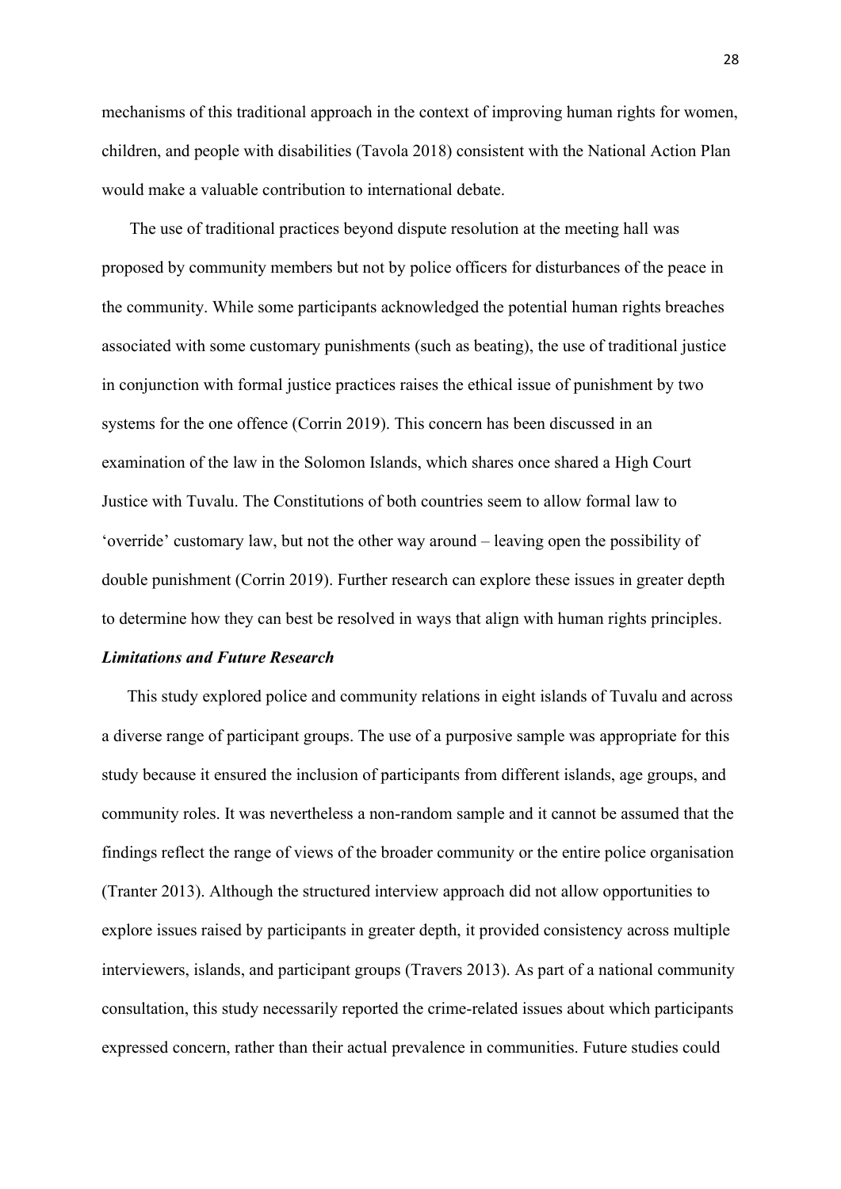mechanisms of this traditional approach in the context of improving human rights for women, children, and people with disabilities (Tavola 2018) consistent with the National Action Plan would make a valuable contribution to international debate.

The use of traditional practices beyond dispute resolution at the meeting hall was proposed by community members but not by police officers for disturbances of the peace in the community. While some participants acknowledged the potential human rights breaches associated with some customary punishments (such as beating), the use of traditional justice in conjunction with formal justice practices raises the ethical issue of punishment by two systems for the one offence (Corrin 2019). This concern has been discussed in an examination of the law in the Solomon Islands, which shares once shared a High Court Justice with Tuvalu. The Constitutions of both countries seem to allow formal law to 'override' customary law, but not the other way around – leaving open the possibility of double punishment (Corrin 2019). Further research can explore these issues in greater depth to determine how they can best be resolved in ways that align with human rights principles.

### ***Limitations and Future Research***

This study explored police and community relations in eight islands of Tuvalu and across a diverse range of participant groups. The use of a purposive sample was appropriate for this study because it ensured the inclusion of participants from different islands, age groups, and community roles. It was nevertheless a non-random sample and it cannot be assumed that the findings reflect the range of views of the broader community or the entire police organisation (Tranter 2013). Although the structured interview approach did not allow opportunities to explore issues raised by participants in greater depth, it provided consistency across multiple interviewers, islands, and participant groups (Travers 2013). As part of a national community consultation, this study necessarily reported the crime-related issues about which participants expressed concern, rather than their actual prevalence in communities. Future studies could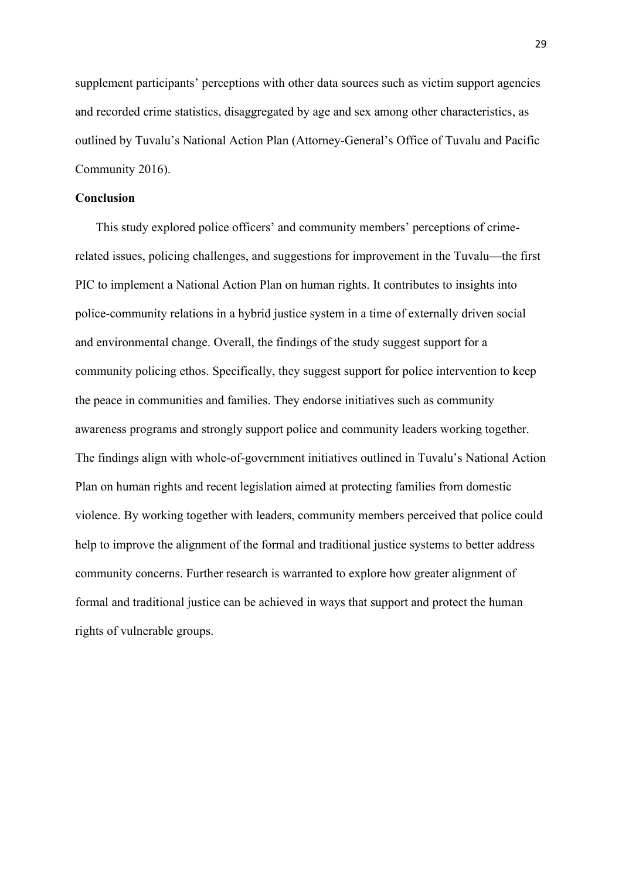supplement participants' perceptions with other data sources such as victim support agencies and recorded crime statistics, disaggregated by age and sex among other characteristics, as outlined by Tuvalu's National Action Plan (Attorney-General's Office of Tuvalu and Pacific Community 2016).

## Conclusion

This study explored police officers' and community members' perceptions of crime-related issues, policing challenges, and suggestions for improvement in the Tuvalu—the first PIC to implement a National Action Plan on human rights. It contributes to insights into police-community relations in a hybrid justice system in a time of externally driven social and environmental change. Overall, the findings of the study suggest support for a community policing ethos. Specifically, they suggest support for police intervention to keep the peace in communities and families. They endorse initiatives such as community awareness programs and strongly support police and community leaders working together. The findings align with whole-of-government initiatives outlined in Tuvalu's National Action Plan on human rights and recent legislation aimed at protecting families from domestic violence. By working together with leaders, community members perceived that police could help to improve the alignment of the formal and traditional justice systems to better address community concerns. Further research is warranted to explore how greater alignment of formal and traditional justice can be achieved in ways that support and protect the human rights of vulnerable groups.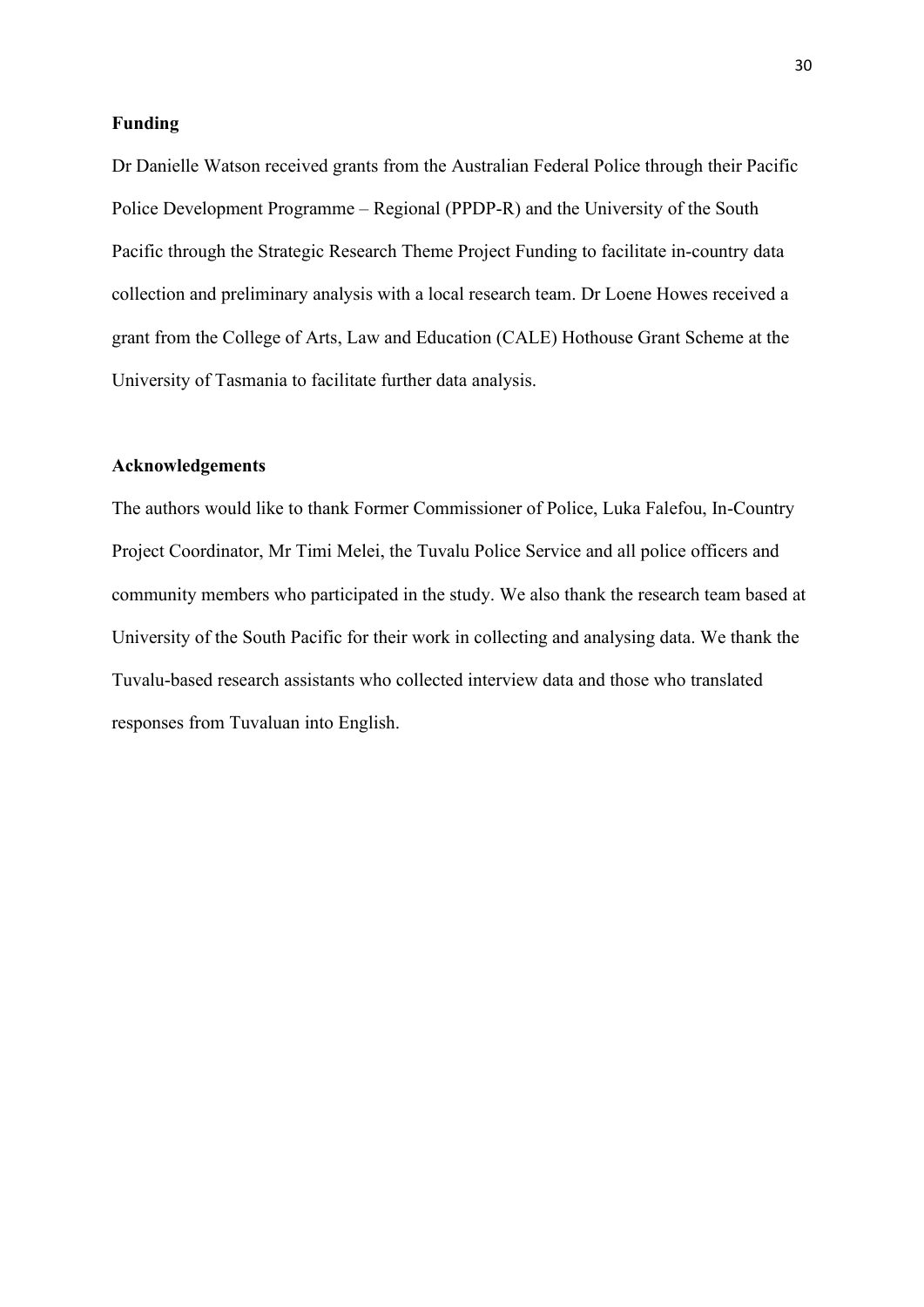**Funding**

Dr Danielle Watson received grants from the Australian Federal Police through their Pacific Police Development Programme – Regional (PPDP-R) and the University of the South Pacific through the Strategic Research Theme Project Funding to facilitate in-country data collection and preliminary analysis with a local research team. Dr Loene Howes received a grant from the College of Arts, Law and Education (CALE) Hothouse Grant Scheme at the University of Tasmania to facilitate further data analysis.

**Acknowledgements**

The authors would like to thank Former Commissioner of Police, Luka Falefou, In-Country Project Coordinator, Mr Timi Melei, the Tuvalu Police Service and all police officers and community members who participated in the study. We also thank the research team based at University of the South Pacific for their work in collecting and analysing data. We thank the Tuvalu-based research assistants who collected interview data and those who translated responses from Tuvaluan into English.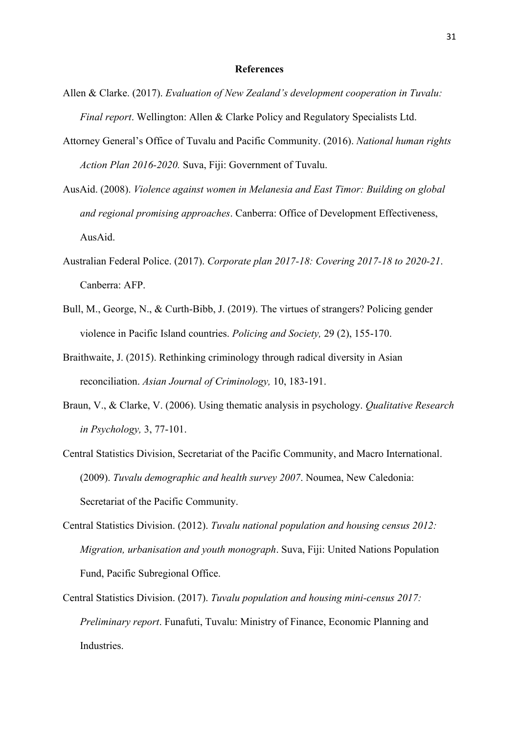**References**

Allen & Clarke. (2017). *Evaluation of New Zealand's development cooperation in Tuvalu: Final report*. Wellington: Allen & Clarke Policy and Regulatory Specialists Ltd.

Attorney General's Office of Tuvalu and Pacific Community. (2016). *National human rights Action Plan 2016-2020.* Suva, Fiji: Government of Tuvalu.

AusAid. (2008). *Violence against women in Melanesia and East Timor: Building on global and regional promising approaches*. Canberra: Office of Development Effectiveness, AusAid.

Australian Federal Police. (2017). *Corporate plan 2017-18: Covering 2017-18 to 2020-21*. Canberra: AFP.

Bull, M., George, N., & Curth-Bibb, J. (2019). The virtues of strangers? Policing gender violence in Pacific Island countries. *Policing and Society,* 29 (2), 155-170.

Braithwaite, J. (2015). Rethinking criminology through radical diversity in Asian reconciliation. *Asian Journal of Criminology,* 10, 183-191.

Braun, V., & Clarke, V. (2006). Using thematic analysis in psychology. *Qualitative Research in Psychology,* 3, 77-101.

Central Statistics Division, Secretariat of the Pacific Community, and Macro International. (2009). *Tuvalu demographic and health survey 2007*. Noumea, New Caledonia: Secretariat of the Pacific Community.

Central Statistics Division. (2012). *Tuvalu national population and housing census 2012: Migration, urbanisation and youth monograph*. Suva, Fiji: United Nations Population Fund, Pacific Subregional Office.

Central Statistics Division. (2017). *Tuvalu population and housing mini-census 2017: Preliminary report*. Funafuti, Tuvalu: Ministry of Finance, Economic Planning and Industries.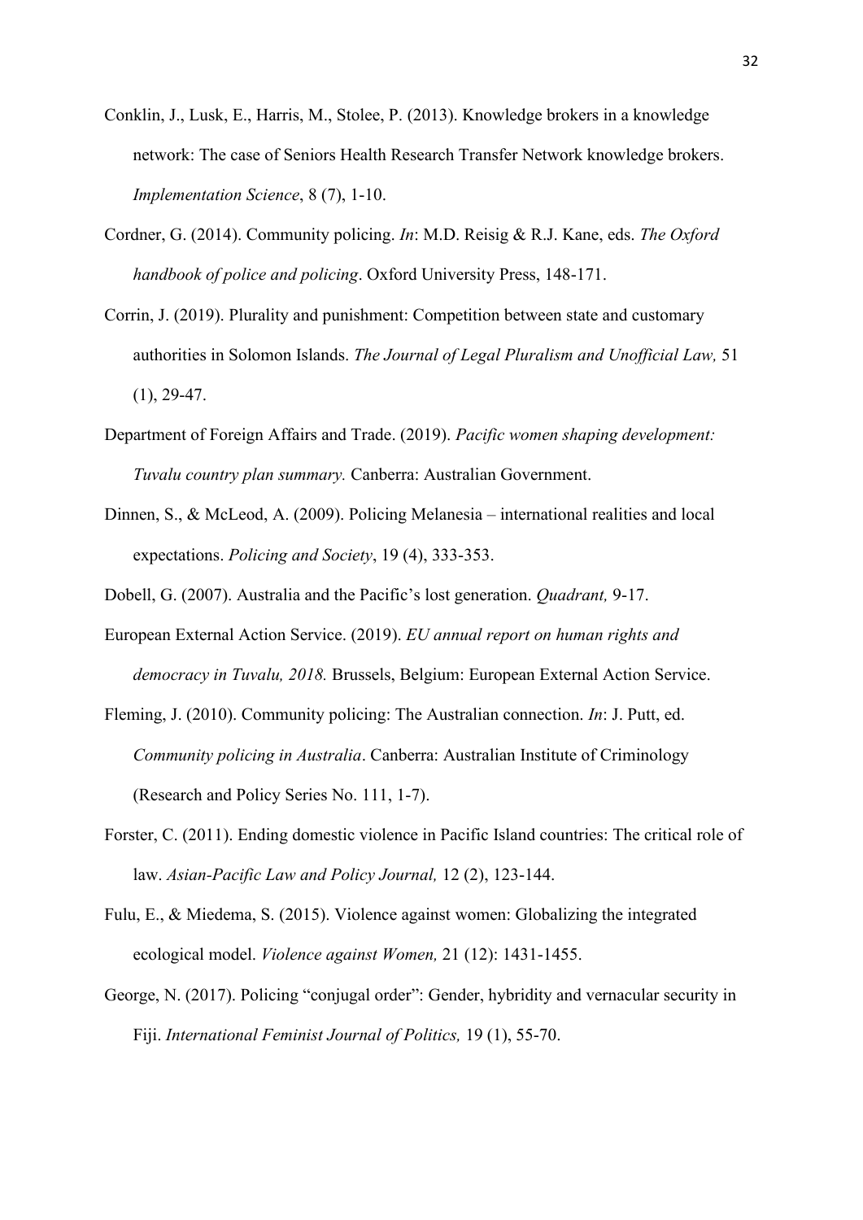Conklin, J., Lusk, E., Harris, M., Stolee, P. (2013). Knowledge brokers in a knowledge network: The case of Seniors Health Research Transfer Network knowledge brokers. *Implementation Science*, 8 (7), 1-10.

Cordner, G. (2014). Community policing. *In*: M.D. Reisig & R.J. Kane, eds. *The Oxford handbook of police and policing*. Oxford University Press, 148-171.

Corrin, J. (2019). Plurality and punishment: Competition between state and customary authorities in Solomon Islands. *The Journal of Legal Pluralism and Unofficial Law,* 51 (1), 29-47.

Department of Foreign Affairs and Trade. (2019). *Pacific women shaping development: Tuvalu country plan summary.* Canberra: Australian Government.

Dinnen, S., & McLeod, A. (2009). Policing Melanesia – international realities and local expectations. *Policing and Society*, 19 (4), 333-353.

Dobell, G. (2007). Australia and the Pacific's lost generation. *Quadrant,* 9-17.

European External Action Service. (2019). *EU annual report on human rights and democracy in Tuvalu, 2018.* Brussels, Belgium: European External Action Service.

Fleming, J. (2010). Community policing: The Australian connection. *In*: J. Putt, ed. *Community policing in Australia*. Canberra: Australian Institute of Criminology (Research and Policy Series No. 111, 1-7).

Forster, C. (2011). Ending domestic violence in Pacific Island countries: The critical role of law. *Asian-Pacific Law and Policy Journal,* 12 (2), 123-144.

Fulu, E., & Miedema, S. (2015). Violence against women: Globalizing the integrated ecological model. *Violence against Women,* 21 (12): 1431-1455.

George, N. (2017). Policing "conjugal order": Gender, hybridity and vernacular security in Fiji. *International Feminist Journal of Politics,* 19 (1), 55-70.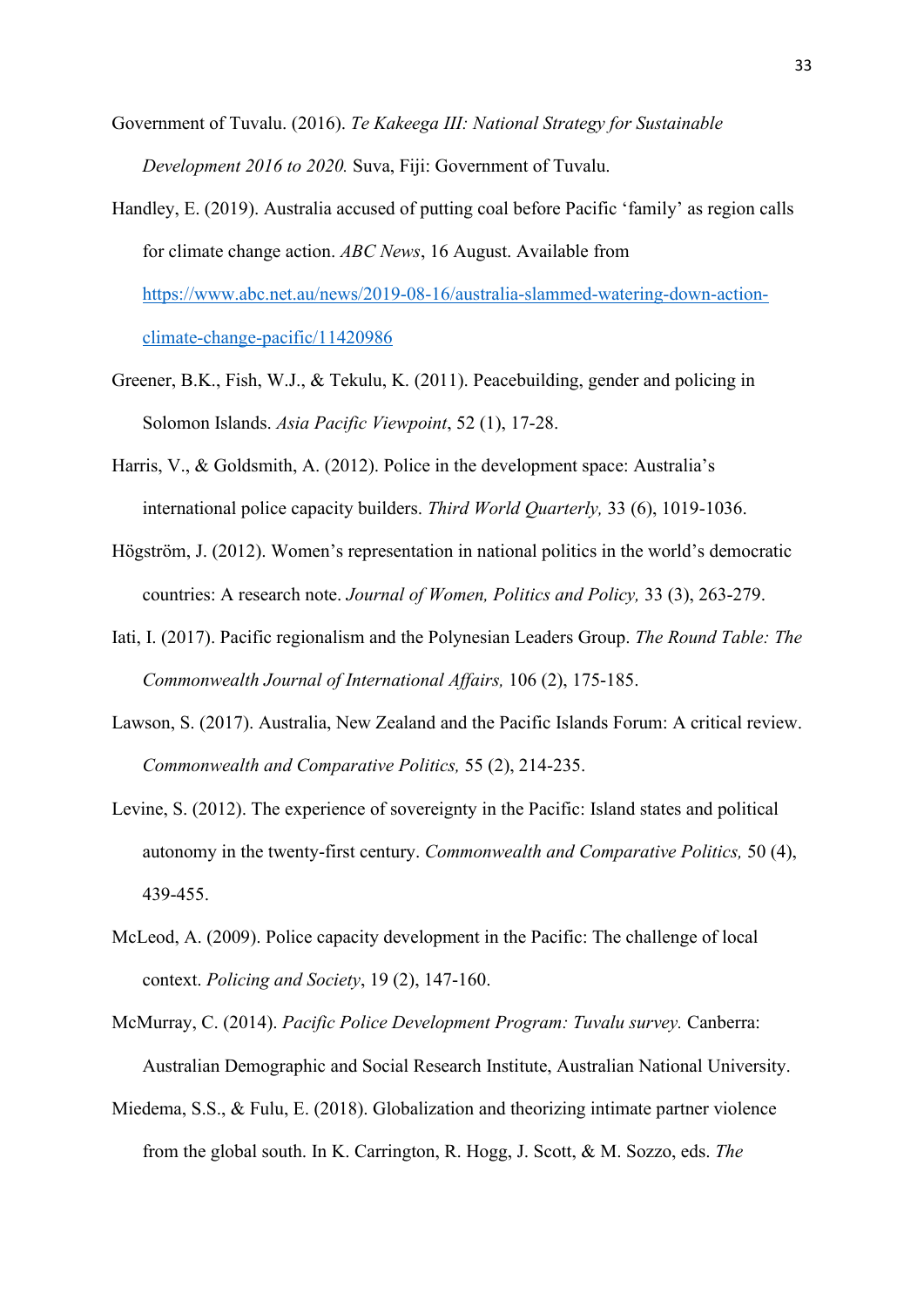Government of Tuvalu. (2016). *Te Kakeega III: National Strategy for Sustainable Development 2016 to 2020.* Suva, Fiji: Government of Tuvalu.

Handley, E. (2019). Australia accused of putting coal before Pacific 'family' as region calls for climate change action. *ABC News*, 16 August. Available from [https://www.abc.net.au/news/2019-08-16/australia-slammed-watering-down-action-climate-change-pacific/11420986](https://www.abc.net.au/news/2019-08-16/australia-slammed-watering-down-action-climate-change-pacific/11420986)

Greener, B.K., Fish, W.J., & Tekulu, K. (2011). Peacebuilding, gender and policing in Solomon Islands. *Asia Pacific Viewpoint*, 52 (1), 17-28.

Harris, V., & Goldsmith, A. (2012). Police in the development space: Australia's international police capacity builders. *Third World Quarterly,* 33 (6), 1019-1036.

Högström, J. (2012). Women's representation in national politics in the world's democratic countries: A research note. *Journal of Women, Politics and Policy,* 33 (3), 263-279.

Iati, I. (2017). Pacific regionalism and the Polynesian Leaders Group. *The Round Table: The Commonwealth Journal of International Affairs,* 106 (2), 175-185.

Lawson, S. (2017). Australia, New Zealand and the Pacific Islands Forum: A critical review. *Commonwealth and Comparative Politics,* 55 (2), 214-235.

Levine, S. (2012). The experience of sovereignty in the Pacific: Island states and political autonomy in the twenty-first century. *Commonwealth and Comparative Politics,* 50 (4), 439-455.

McLeod, A. (2009). Police capacity development in the Pacific: The challenge of local context. *Policing and Society*, 19 (2), 147-160.

McMurray, C. (2014). *Pacific Police Development Program: Tuvalu survey.* Canberra: Australian Demographic and Social Research Institute, Australian National University.

Miedema, S.S., & Fulu, E. (2018). Globalization and theorizing intimate partner violence from the global south. In K. Carrington, R. Hogg, J. Scott, & M. Sozzo, eds. *The*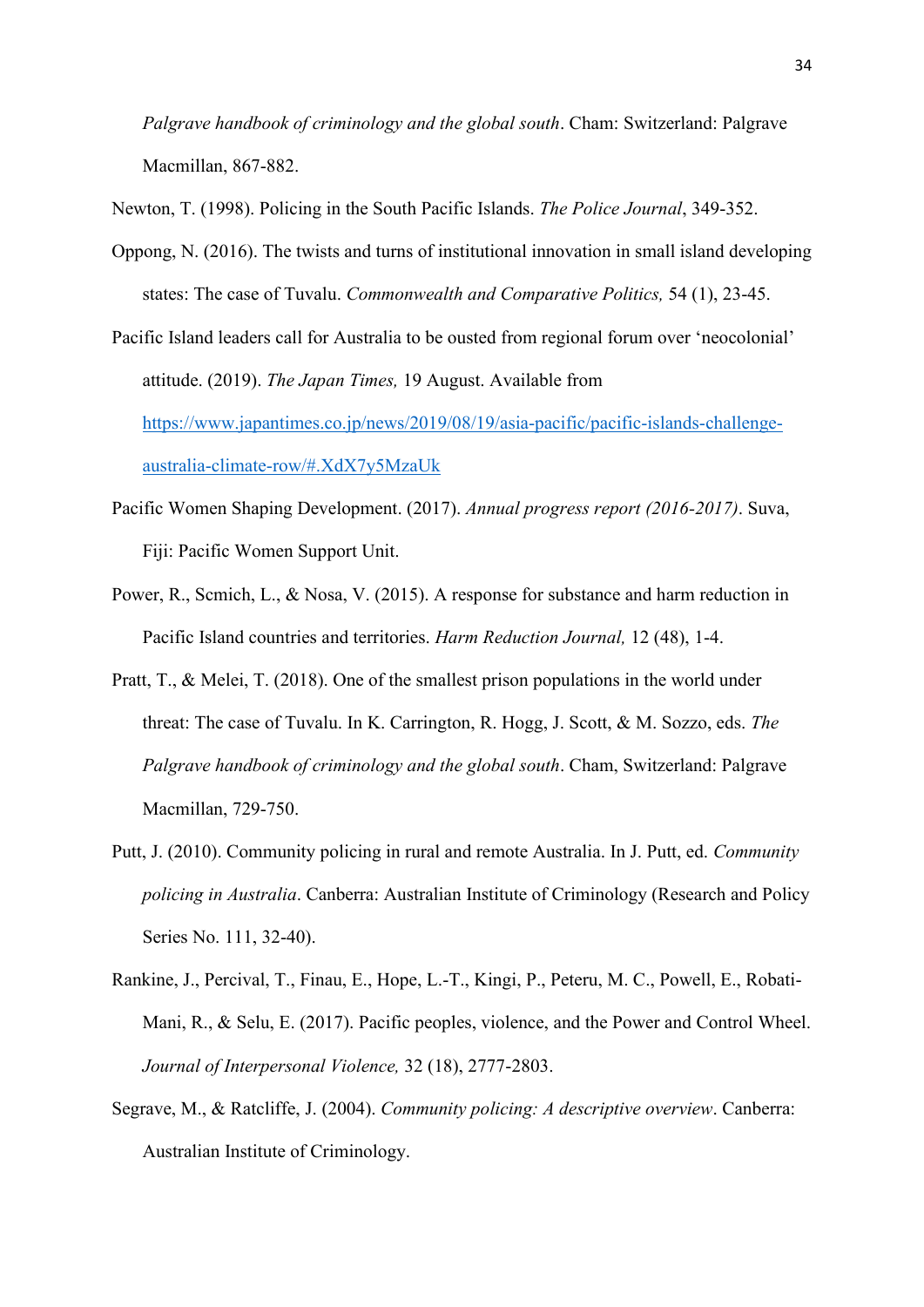*Palgrave handbook of criminology and the global south*. Cham: Switzerland: Palgrave Macmillan, 867-882.

Newton, T. (1998). Policing in the South Pacific Islands. *The Police Journal*, 349-352.

Oppong, N. (2016). The twists and turns of institutional innovation in small island developing states: The case of Tuvalu. *Commonwealth and Comparative Politics,* 54 (1), 23-45.

Pacific Island leaders call for Australia to be ousted from regional forum over 'neocolonial' attitude. (2019). *The Japan Times,* 19 August. Available from [https://www.japantimes.co.jp/news/2019/08/19/asia-pacific/pacific-islands-challenge-australia-climate-row/#.XdX7y5MzaUk](https://www.japantimes.co.jp/news/2019/08/19/asia-pacific/pacific-islands-challenge-australia-climate-row/#.XdX7y5MzaUk)

Pacific Women Shaping Development. (2017). *Annual progress report (2016-2017)*. Suva, Fiji: Pacific Women Support Unit.

Power, R., Scmich, L., & Nosa, V. (2015). A response for substance and harm reduction in Pacific Island countries and territories. *Harm Reduction Journal,* 12 (48), 1-4.

Pratt, T., & Melei, T. (2018). One of the smallest prison populations in the world under threat: The case of Tuvalu. In K. Carrington, R. Hogg, J. Scott, & M. Sozzo, eds. *The Palgrave handbook of criminology and the global south*. Cham, Switzerland: Palgrave Macmillan, 729-750.

Putt, J. (2010). Community policing in rural and remote Australia. In J. Putt, ed. *Community policing in Australia*. Canberra: Australian Institute of Criminology (Research and Policy Series No. 111, 32-40).

Rankine, J., Percival, T., Finau, E., Hope, L.-T., Kingi, P., Peteru, M. C., Powell, E., Robati-Mani, R., & Selu, E. (2017). Pacific peoples, violence, and the Power and Control Wheel. *Journal of Interpersonal Violence,* 32 (18), 2777-2803.

Segrave, M., & Ratcliffe, J. (2004). *Community policing: A descriptive overview*. Canberra: Australian Institute of Criminology.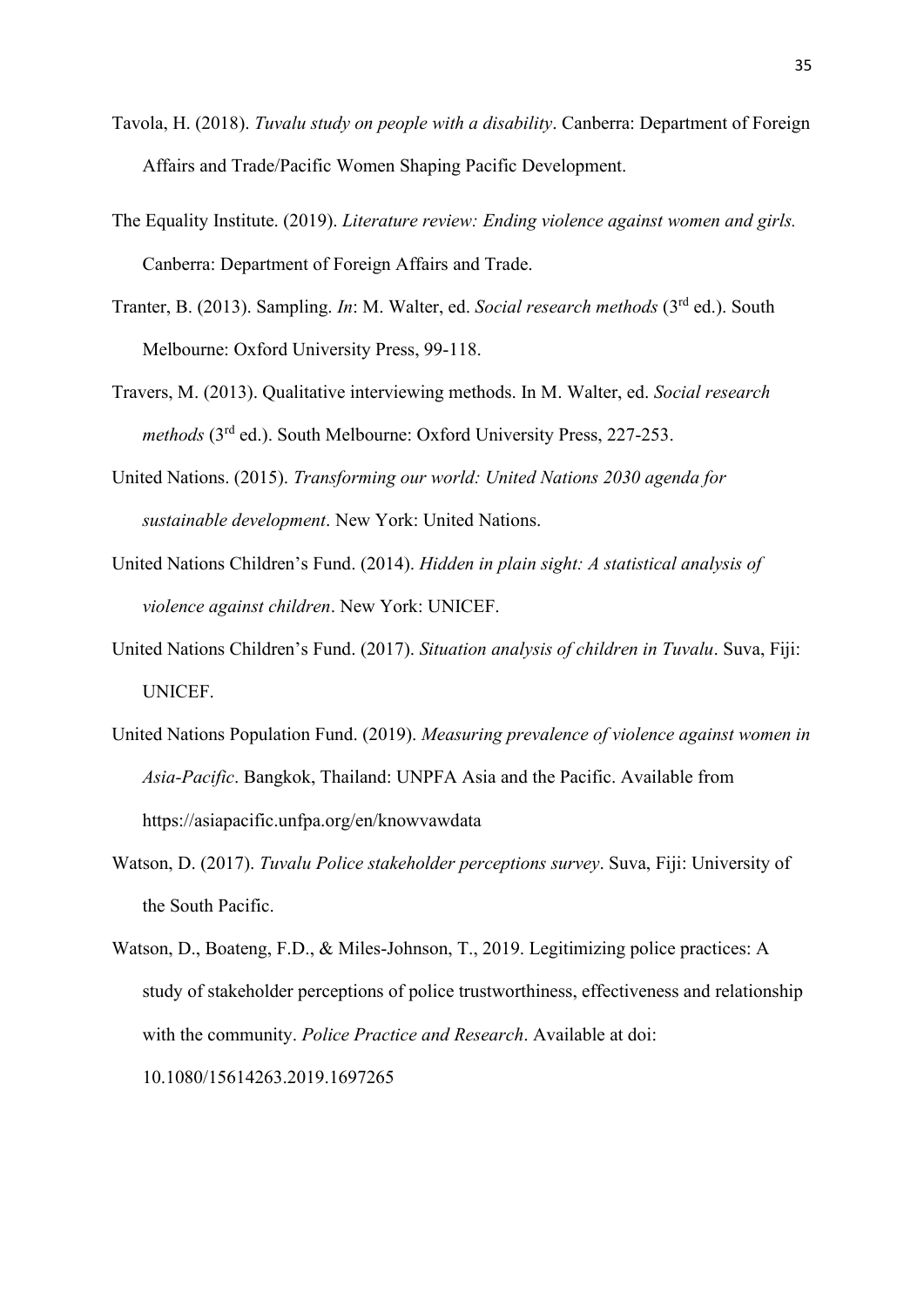Tavola, H. (2018). *Tuvalu study on people with a disability*. Canberra: Department of Foreign Affairs and Trade/Pacific Women Shaping Pacific Development.

The Equality Institute. (2019). *Literature review: Ending violence against women and girls.* Canberra: Department of Foreign Affairs and Trade.

Tranter, B. (2013). Sampling. *In*: M. Walter, ed. *Social research methods* (3rd ed.). South Melbourne: Oxford University Press, 99-118.

Travers, M. (2013). Qualitative interviewing methods. In M. Walter, ed. *Social research methods* (3rd ed.). South Melbourne: Oxford University Press, 227-253.

United Nations. (2015). *Transforming our world: United Nations 2030 agenda for sustainable development*. New York: United Nations.

United Nations Children's Fund. (2014). *Hidden in plain sight: A statistical analysis of violence against children*. New York: UNICEF.

United Nations Children's Fund. (2017). *Situation analysis of children in Tuvalu*. Suva, Fiji: UNICEF.

United Nations Population Fund. (2019). *Measuring prevalence of violence against women in Asia-Pacific*. Bangkok, Thailand: UNPFA Asia and the Pacific. Available from https://asiapacific.unfpa.org/en/knowvawdata

Watson, D. (2017). *Tuvalu Police stakeholder perceptions survey*. Suva, Fiji: University of the South Pacific.

Watson, D., Boateng, F.D., & Miles-Johnson, T., 2019. Legitimizing police practices: A study of stakeholder perceptions of police trustworthiness, effectiveness and relationship with the community. *Police Practice and Research*. Available at doi: 10.1080/15614263.2019.1697265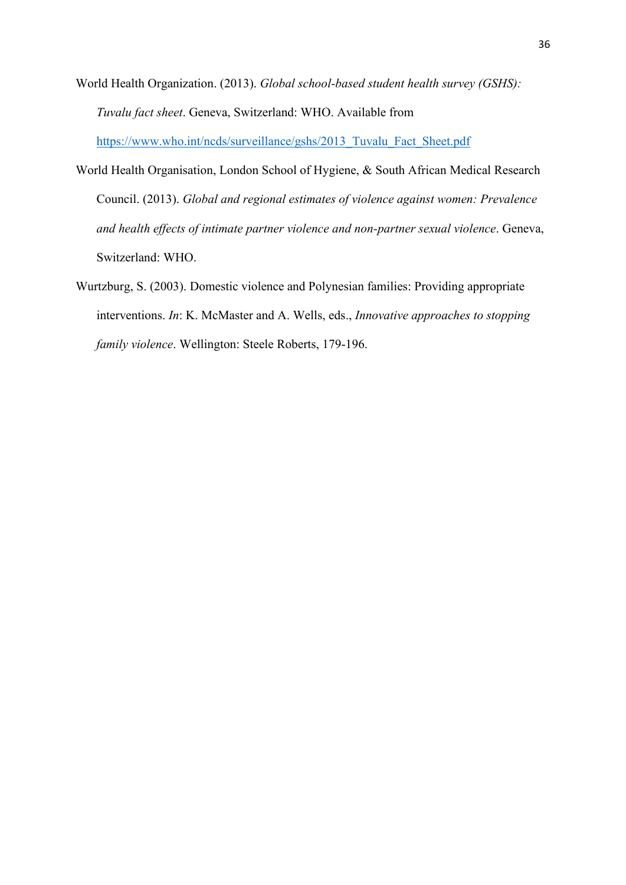World Health Organization. (2013). *Global school-based student health survey (GSHS): Tuvalu fact sheet*. Geneva, Switzerland: WHO. Available from https://www.who.int/ncds/surveillance/gshs/2013_Tuvalu_Fact_Sheet.pdf

World Health Organisation, London School of Hygiene, & South African Medical Research Council. (2013). *Global and regional estimates of violence against women: Prevalence and health effects of intimate partner violence and non-partner sexual violence*. Geneva, Switzerland: WHO.

Wurtzburg, S. (2003). Domestic violence and Polynesian families: Providing appropriate interventions. *In*: K. McMaster and A. Wells, eds., *Innovative approaches to stopping family violence*. Wellington: Steele Roberts, 179-196.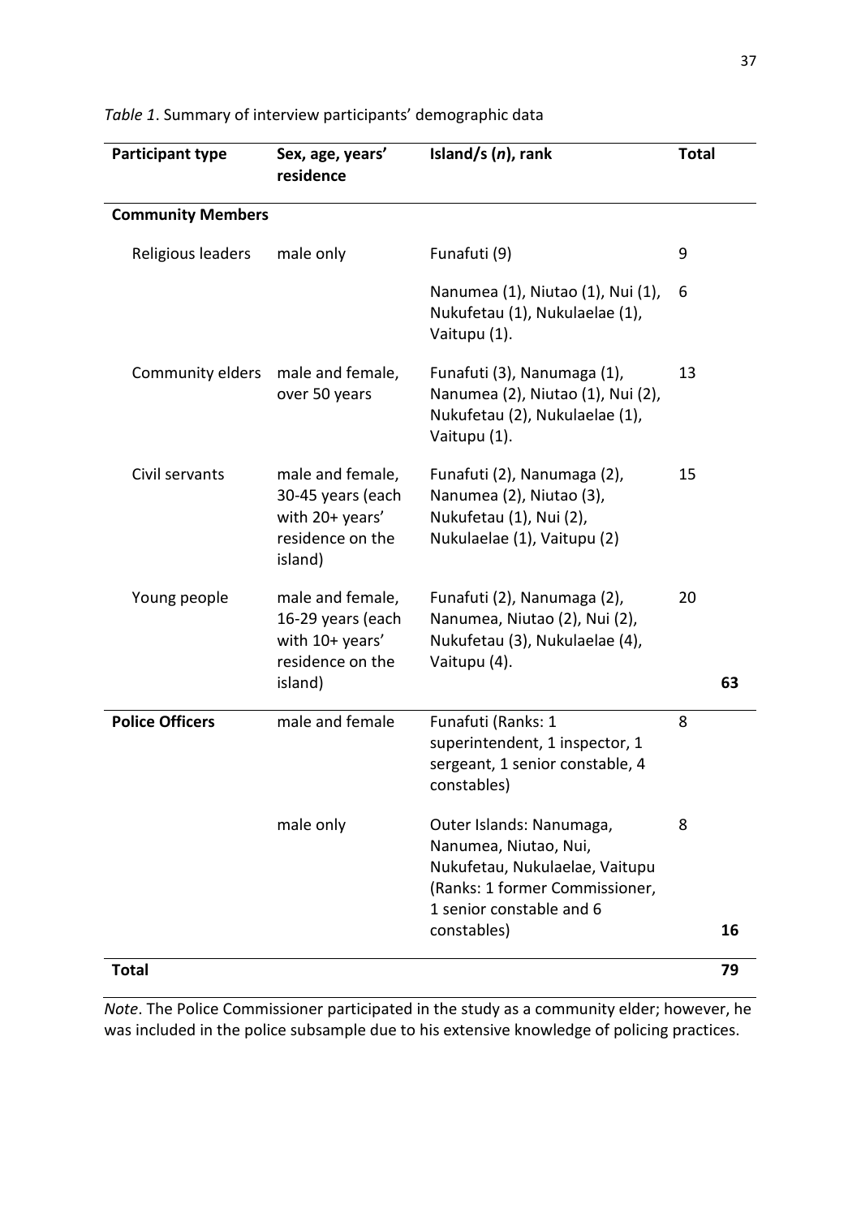*Table 1*. Summary of interview participants' demographic data

| Participant type | Sex, age, years' residence | Island/s (*n*), rank | Total | |
|---|---|---|---|---|
| **Community Members** | | | | |
| Religious leaders | male only | Funafuti (9) | 9 | |
| | | Nanumea (1), Niutao (1), Nui (1), Nukufetau (1), Nukulaelae (1), Vaitupu (1). | 6 | |
| Community elders | male and female, over 50 years | Funafuti (3), Nanumaga (1), Nanumea (2), Niutao (1), Nui (2), Nukufetau (2), Nukulaelae (1), Vaitupu (1). | 13 | |
| Civil servants | male and female, 30-45 years (each with 20+ years' residence on the island) | Funafuti (2), Nanumaga (2), Nanumea (2), Niutao (3), Nukufetau (1), Nui (2), Nukulaelae (1), Vaitupu (2) | 15 | |
| Young people | male and female, 16-29 years (each with 10+ years' residence on the island) | Funafuti (2), Nanumaga (2), Nanumea, Niutao (2), Nui (2), Nukufetau (3), Nukulaelae (4), Vaitupu (4). | 20 | **63** |
| **Police Officers** | male and female | Funafuti (Ranks: 1 superintendent, 1 inspector, 1 sergeant, 1 senior constable, 4 constables) | 8 | |
| | male only | Outer Islands: Nanumaga, Nanumea, Niutao, Nui, Nukufetau, Nukulaelae, Vaitupu (Ranks: 1 former Commissioner, 1 senior constable and 6 constables) | 8 | **16** |
| **Total** | | | | **79** |

*Note*. The Police Commissioner participated in the study as a community elder; however, he was included in the police subsample due to his extensive knowledge of policing practices.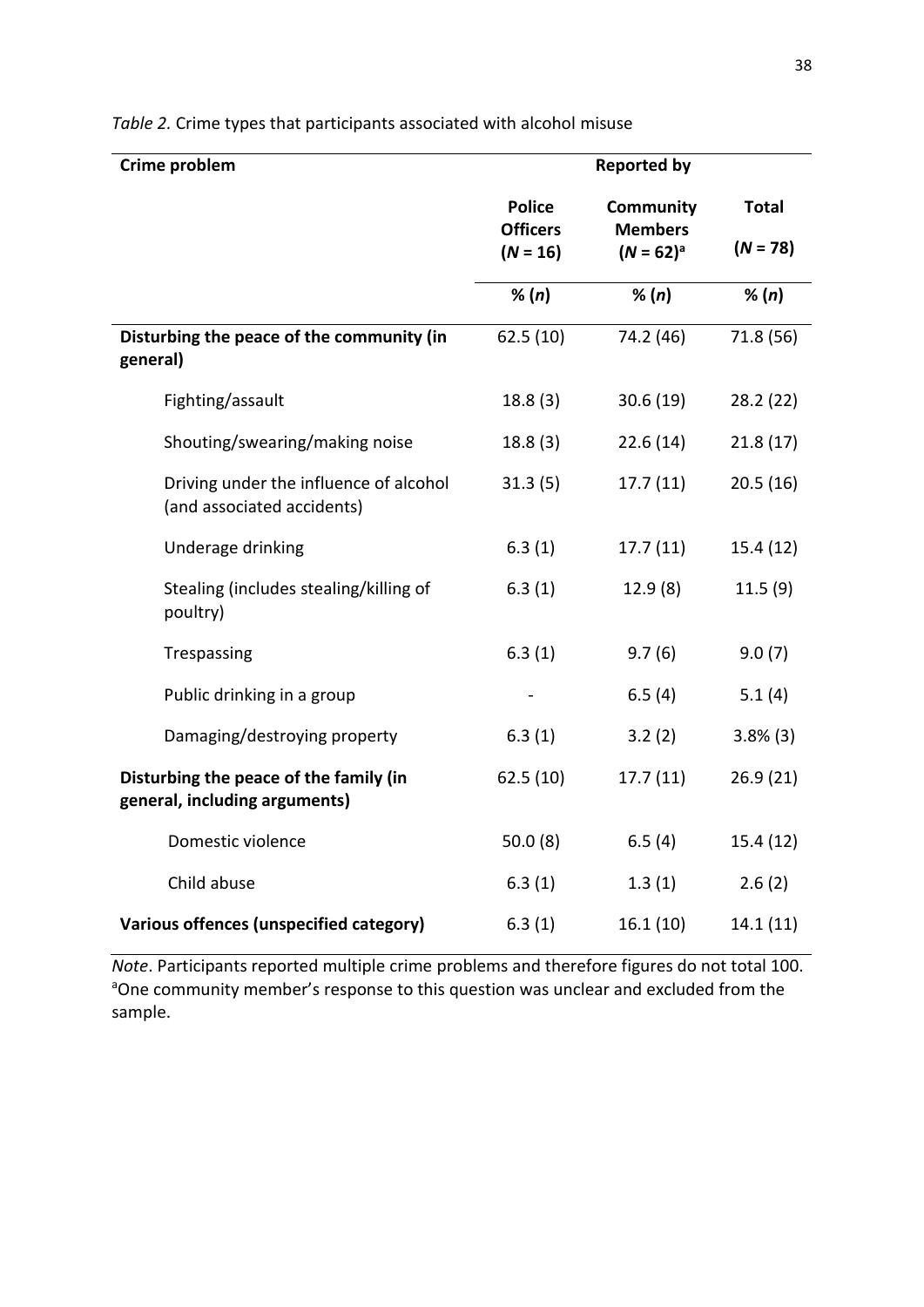*Table 2.* Crime types that participants associated with alcohol misuse

| Crime problem | Reported by | | |
|---|---|---|---|
| | Police Officers (*N* = 16) | Community Members (*N* = 62)[a] | Total (*N* = 78) |
| | % (*n*) | % (*n*) | % (*n*) |
| **Disturbing the peace of the community (in general)** | 62.5 (10) | 74.2 (46) | 71.8 (56) |
| Fighting/assault | 18.8 (3) | 30.6 (19) | 28.2 (22) |
| Shouting/swearing/making noise | 18.8 (3) | 22.6 (14) | 21.8 (17) |
| Driving under the influence of alcohol (and associated accidents) | 31.3 (5) | 17.7 (11) | 20.5 (16) |
| Underage drinking | 6.3 (1) | 17.7 (11) | 15.4 (12) |
| Stealing (includes stealing/killing of poultry) | 6.3 (1) | 12.9 (8) | 11.5 (9) |
| Trespassing | 6.3 (1) | 9.7 (6) | 9.0 (7) |
| Public drinking in a group | - | 6.5 (4) | 5.1 (4) |
| Damaging/destroying property | 6.3 (1) | 3.2 (2) | 3.8% (3) |
| **Disturbing the peace of the family (in general, including arguments)** | 62.5 (10) | 17.7 (11) | 26.9 (21) |
| Domestic violence | 50.0 (8) | 6.5 (4) | 15.4 (12) |
| Child abuse | 6.3 (1) | 1.3 (1) | 2.6 (2) |
| **Various offences (unspecified category)** | 6.3 (1) | 16.1 (10) | 14.1 (11) |

*Note*. Participants reported multiple crime problems and therefore figures do not total 100.
[a]One community member's response to this question was unclear and excluded from the sample.